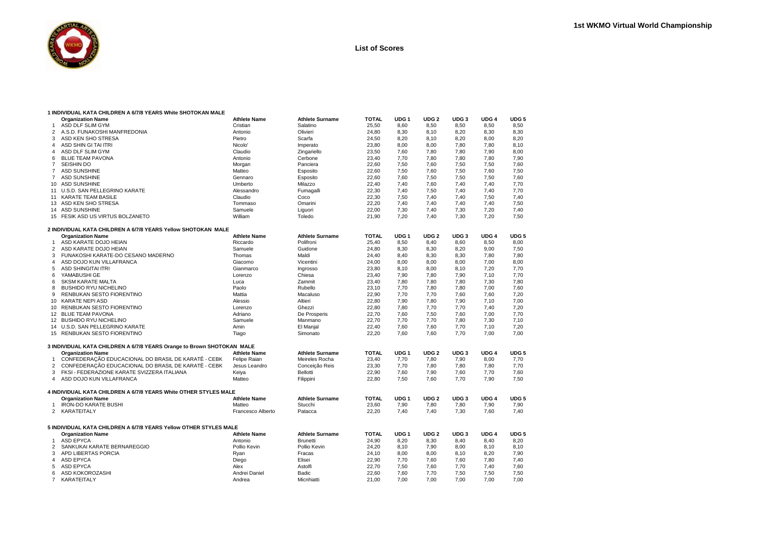# 1st WKMO Virtual World Championship

## List of Scores

### 1 INDIVIDUAL KATA CHILDREN A 6/7/8 YEARS White SHOTOKAN MALE

| | Organization Name | Athlete Name | Athlete Surname | TOTAL | UDG 1 | UDG 2 | UDG 3 | UDG 4 | UDG 5 |
|---|---|---|---|---|---|---|---|---|---|
| 1 | ASD DLF SLIM GYM | Cristian | Salatino | 25,50 | 8,60 | 8,50 | 8,50 | 8,50 | 8,50 |
| 2 | A.S.D. FUNAKOSHI MANFREDONIA | Antonio | Olivieri | 24,80 | 8,30 | 8,10 | 8,20 | 8,30 | 8,30 |
| 3 | ASD KEN SHO STRESA | Pietro | Scarfa | 24,50 | 8,20 | 8,10 | 8,20 | 8,00 | 8,20 |
| 4 | ASD SHIN GI TAI ITRI | Nicolo' | Imperato | 23,80 | 8,00 | 8,00 | 7,80 | 7,80 | 8,10 |
| 4 | ASD DLF SLIM GYM | Claudio | Zingariello | 23,50 | 7,60 | 7,80 | 7,80 | 7,90 | 8,00 |
| 6 | BLUE TEAM PAVONA | Antonio | Cerbone | 23,40 | 7,70 | 7,80 | 7,80 | 7,80 | 7,90 |
| 7 | SEISHIN DO | Morgan | Panciera | 22,60 | 7,50 | 7,60 | 7,50 | 7,50 | 7,60 |
| 7 | ASD SUNSHINE | Matteo | Esposito | 22,60 | 7,50 | 7,60 | 7,50 | 7,60 | 7,50 |
| 7 | ASD SUNSHINE | Gennaro | Esposito | 22,60 | 7,60 | 7,50 | 7,50 | 7,50 | 7,60 |
| 10 | ASD SUNSHINE | Umberto | Milazzo | 22,40 | 7,40 | 7,60 | 7,40 | 7,40 | 7,70 |
| 11 | U.S.D. SAN PELLEGRINO KARATE | Alessandro | Fumagalli | 22,30 | 7,40 | 7,50 | 7,40 | 7,40 | 7,70 |
| 11 | KARATE TEAM BASILE | Claudio | Coco | 22,30 | 7,50 | 7,40 | 7,40 | 7,50 | 7,40 |
| 13 | ASD KEN SHO STRESA | Tommaso | Omarini | 22,20 | 7,40 | 7,40 | 7,40 | 7,40 | 7,50 |
| 14 | ASD SUNSHINE | Samuele | Liguori | 22,00 | 7,30 | 7,40 | 7,30 | 7,20 | 7,40 |
| 15 | FESIK ASD US VIRTUS BOLZANETO | William | Toledo | 21,90 | 7,20 | 7,40 | 7,30 | 7,20 | 7,50 |

### 2 INDIVIDUAL KATA CHILDREN A 6/7/8 YEARS Yellow SHOTOKAN MALE

| | Organization Name | Athlete Name | Athlete Surname | TOTAL | UDG 1 | UDG 2 | UDG 3 | UDG 4 | UDG 5 |
|---|---|---|---|---|---|---|---|---|---|
| 1 | ASD KARATE DOJO HEIAN | Riccardo | Polifroni | 25,40 | 8,50 | 8,40 | 8,60 | 8,50 | 8,00 |
| 2 | ASD KARATE DOJO HEIAN | Samuele | Guidone | 24,80 | 8,30 | 8,30 | 8,20 | 9,00 | 7,50 |
| 3 | FUNAKOSHI KARATE-DO CESANO MADERNO | Thomas | Maldi | 24,40 | 8,40 | 8,30 | 8,30 | 7,80 | 7,80 |
| 4 | ASD DOJO KUN VILLAFRANCA | Giacomo | Vicentini | 24,00 | 8,00 | 8,00 | 8,00 | 7,00 | 8,00 |
| 5 | ASD SHINGITAI ITRI | Gianmarco | Ingrosso | 23,80 | 8,10 | 8,00 | 8,10 | 7,20 | 7,70 |
| 6 | YAMABUSHI GE | Lorenzo | Chiesa | 23,40 | 7,90 | 7,80 | 7,90 | 7,10 | 7,70 |
| 6 | SKSM KARATE MALTA | Luca | Zammit | 23,40 | 7,80 | 7,80 | 7,80 | 7,30 | 7,80 |
| 8 | BUSHIDO RYU NICHELINO | Paolo | Rubello | 23,10 | 7,70 | 7,80 | 7,80 | 7,00 | 7,60 |
| 9 | RENBUKAN SESTO FIORENTINO | Mattia | Macaluso | 22,90 | 7,70 | 7,70 | 7,60 | 7,60 | 7,20 |
| 10 | KARATE NEPI ASD | Alessio | Altieri | 22,80 | 7,90 | 7,80 | 7,90 | 7,10 | 7,00 |
| 10 | RENBUKAN SESTO FIORENTINO | Lorenzo | Ghezzi | 22,80 | 7,80 | 7,70 | 7,70 | 7,40 | 7,20 |
| 12 | BLUE TEAM PAVONA | Adriano | De Prosperis | 22,70 | 7,60 | 7,50 | 7,60 | 7,00 | 7,70 |
| 12 | BUSHIDO RYU NICHELINO | Samuele | Manmano | 22,70 | 7,70 | 7,70 | 7,80 | 7,30 | 7,10 |
| 14 | U.S.D. SAN PELLEGRINO KARATE | Amin | El Manjal | 22,40 | 7,60 | 7,60 | 7,70 | 7,10 | 7,20 |
| 15 | RENBUKAN SESTO FIORENTINO | Tiago | Simonato | 22,20 | 7,60 | 7,60 | 7,70 | 7,00 | 7,00 |

### 3 INDIVIDUAL KATA CHILDREN A 6/7/8 YEARS Orange to Brown SHOTOKAN MALE

| | Organization Name | Athlete Name | Athlete Surname | TOTAL | UDG 1 | UDG 2 | UDG 3 | UDG 4 | UDG 5 |
|---|---|---|---|---|---|---|---|---|---|
| 1 | CONFEDERAÇÃO EDUCACIONAL DO BRASIL DE KARATÊ - CEBK | Felipe Raian | Meireles Rocha | 23,40 | 7,70 | 7,80 | 7,90 | 8,00 | 7,70 |
| 2 | CONFEDERAÇÃO EDUCACIONAL DO BRASIL DE KARATÊ - CEBK | Jesus Leandro | Conceição Reis | 23,30 | 7,70 | 7,80 | 7,80 | 7,80 | 7,70 |
| 3 | FKSI - FEDERAZIONE KARATE SVIZZERA ITALIANA | Keiya | Bellotti | 22,90 | 7,60 | 7,90 | 7,60 | 7,70 | 7,60 |
| 4 | ASD DOJO KUN VILLAFRANCA | Matteo | Filippini | 22,80 | 7,50 | 7,60 | 7,70 | 7,90 | 7,50 |

### 4 INDIVIDUAL KATA CHILDREN A 6/7/8 YEARS White OTHER STYLES MALE

| | Organization Name | Athlete Name | Athlete Surname | TOTAL | UDG 1 | UDG 2 | UDG 3 | UDG 4 | UDG 5 |
|---|---|---|---|---|---|---|---|---|---|
| 1 | IRON-DO KARATE BUSHI | Matteo | Stucchi | 23,60 | 7,90 | 7,80 | 7,80 | 7,90 | 7,90 |
| 2 | KARATEITALY | Francesco Alberto | Patacca | 22,20 | 7,40 | 7,40 | 7,30 | 7,60 | 7,40 |

### 5 INDIVIDUAL KATA CHILDREN A 6/7/8 YEARS Yellow OTHER STYLES MALE

| | Organization Name | Athlete Name | Athlete Surname | TOTAL | UDG 1 | UDG 2 | UDG 3 | UDG 4 | UDG 5 |
|---|---|---|---|---|---|---|---|---|---|
| 1 | ASD EPYCA | Antonio | Brunetti | 24,90 | 8,20 | 8,30 | 8,40 | 8,40 | 8,20 |
| 2 | SANKUKAI KARATE BERNAREGGIO | Pollio Kevin | Pollio Kevin | 24,20 | 8,10 | 7,90 | 8,00 | 8,10 | 8,10 |
| 3 | APD LIBERTAS PORCIA | Ryan | Fracas | 24,10 | 8,00 | 8,00 | 8,10 | 8,20 | 7,90 |
| 4 | ASD EPYCA | Diego | Elisei | 22,90 | 7,70 | 7,60 | 7,60 | 7,80 | 7,40 |
| 5 | ASD EPYCA | Alex | Astolfi | 22,70 | 7,50 | 7,60 | 7,70 | 7,40 | 7,60 |
| 6 | ASD KOKOROZASHI | Andrei Daniel | Badic | 22,60 | 7,60 | 7,70 | 7,50 | 7,50 | 7,50 |
| 7 | KARATEITALY | Andrea | Micnhiatti | 21,00 | 7,00 | 7,00 | 7,00 | 7,00 | 7,00 |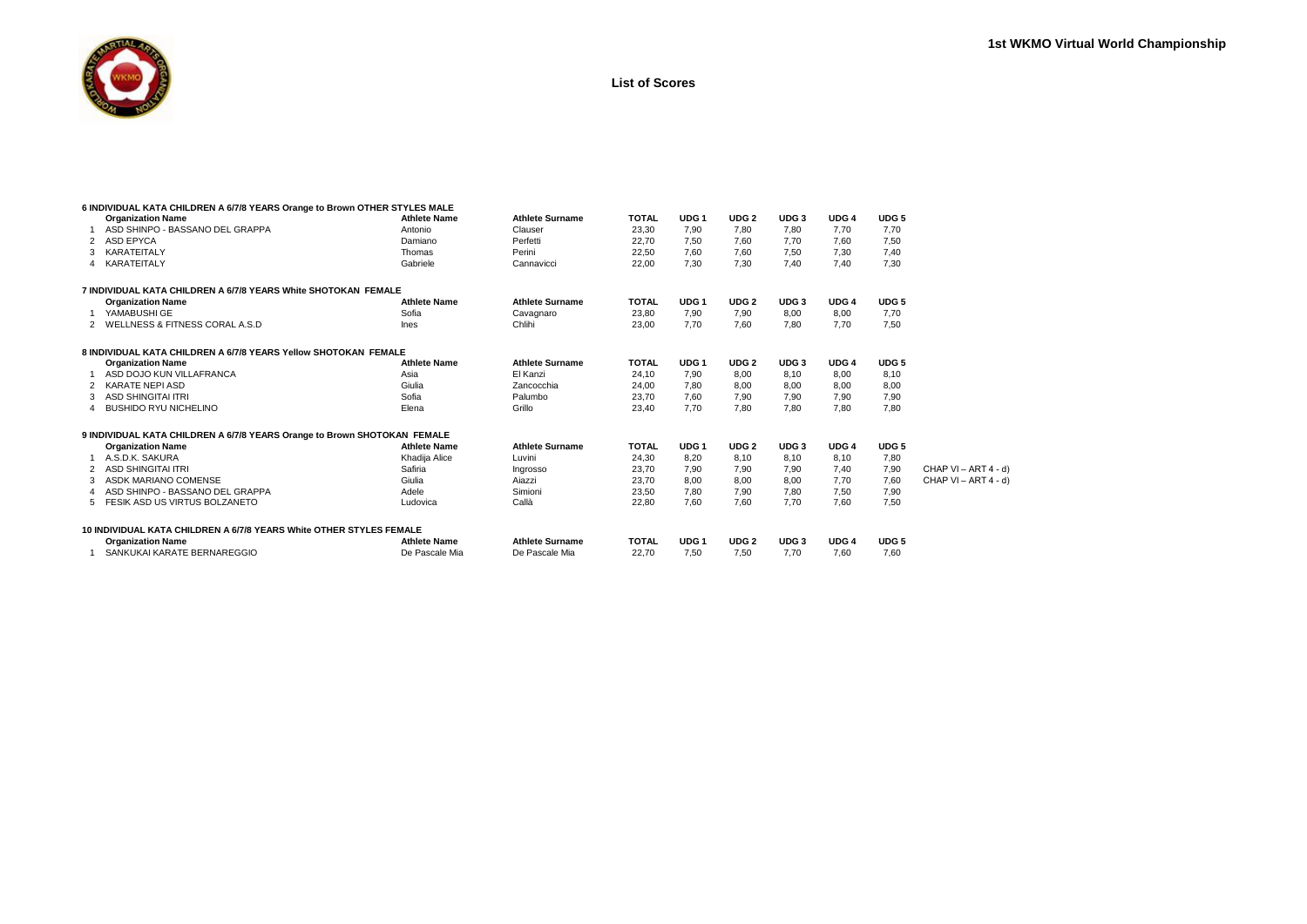**6 INDIVIDUAL KATA CHILDREN A 6/7/8 YEARS Orange to Brown OTHER STYLES MALE**

| | Organization Name | Athlete Name | Athlete Surname | TOTAL | UDG 1 | UDG 2 | UDG 3 | UDG 4 | UDG 5 |
|---|---|---|---|---|---|---|---|---|---|
| 1 | ASD SHINPO - BASSANO DEL GRAPPA | Antonio | Clauser | 23,30 | 7,90 | 7,80 | 7,80 | 7,70 | 7,70 |
| 2 | ASD EPYCA | Damiano | Perfetti | 22,70 | 7,50 | 7,60 | 7,70 | 7,60 | 7,50 |
| 3 | KARATEITALY | Thomas | Perini | 22,50 | 7,60 | 7,60 | 7,50 | 7,30 | 7,40 |
| 4 | KARATEITALY | Gabriele | Cannavicci | 22,00 | 7,30 | 7,30 | 7,40 | 7,40 | 7,30 |

**7 INDIVIDUAL KATA CHILDREN A 6/7/8 YEARS White SHOTOKAN FEMALE**

| | Organization Name | Athlete Name | Athlete Surname | TOTAL | UDG 1 | UDG 2 | UDG 3 | UDG 4 | UDG 5 |
|---|---|---|---|---|---|---|---|---|---|
| 1 | YAMABUSHI GE | Sofia | Cavagnaro | 23,80 | 7,90 | 7,90 | 8,00 | 8,00 | 7,70 |
| 2 | WELLNESS & FITNESS CORAL A.S.D | Ines | Chlihi | 23,00 | 7,70 | 7,60 | 7,80 | 7,70 | 7,50 |

**8 INDIVIDUAL KATA CHILDREN A 6/7/8 YEARS Yellow SHOTOKAN FEMALE**

| | Organization Name | Athlete Name | Athlete Surname | TOTAL | UDG 1 | UDG 2 | UDG 3 | UDG 4 | UDG 5 |
|---|---|---|---|---|---|---|---|---|---|
| 1 | ASD DOJO KUN VILLAFRANCA | Asia | El Kanzi | 24,10 | 7,90 | 8,00 | 8,10 | 8,00 | 8,10 |
| 2 | KARATE NEPI ASD | Giulia | Zancocchia | 24,00 | 7,80 | 8,00 | 8,00 | 8,00 | 8,00 |
| 3 | ASD SHINGITAI ITRI | Sofia | Palumbo | 23,70 | 7,60 | 7,90 | 7,90 | 7,90 | 7,90 |
| 4 | BUSHIDO RYU NICHELINO | Elena | Grillo | 23,40 | 7,70 | 7,80 | 7,80 | 7,80 | 7,80 |

**9 INDIVIDUAL KATA CHILDREN A 6/7/8 YEARS Orange to Brown SHOTOKAN FEMALE**

| | Organization Name | Athlete Name | Athlete Surname | TOTAL | UDG 1 | UDG 2 | UDG 3 | UDG 4 | UDG 5 | |
|---|---|---|---|---|---|---|---|---|---|---|
| 1 | A.S.D.K. SAKURA | Khadija Alice | Luvini | 24,30 | 8,20 | 8,10 | 8,10 | 8,10 | 7,80 | |
| 2 | ASD SHINGITAI ITRI | Safiria | Ingrosso | 23,70 | 7,90 | 7,90 | 7,90 | 7,40 | 7,90 | CHAP VI – ART 4 - d) |
| 3 | ASDK MARIANO COMENSE | Giulia | Aiazzi | 23,70 | 8,00 | 8,00 | 8,00 | 7,70 | 7,60 | CHAP VI – ART 4 - d) |
| 4 | ASD SHINPO - BASSANO DEL GRAPPA | Adele | Simioni | 23,50 | 7,80 | 7,90 | 7,80 | 7,50 | 7,90 | |
| 5 | FESIK ASD US VIRTUS BOLZANETO | Ludovica | Callà | 22,80 | 7,60 | 7,60 | 7,70 | 7,60 | 7,50 | |

**10 INDIVIDUAL KATA CHILDREN A 6/7/8 YEARS White OTHER STYLES FEMALE**

| | Organization Name | Athlete Name | Athlete Surname | TOTAL | UDG 1 | UDG 2 | UDG 3 | UDG 4 | UDG 5 |
|---|---|---|---|---|---|---|---|---|---|
| 1 | SANKUKAI KARATE BERNAREGGIO | De Pascale Mia | De Pascale Mia | 22,70 | 7,50 | 7,50 | 7,70 | 7,60 | 7,60 |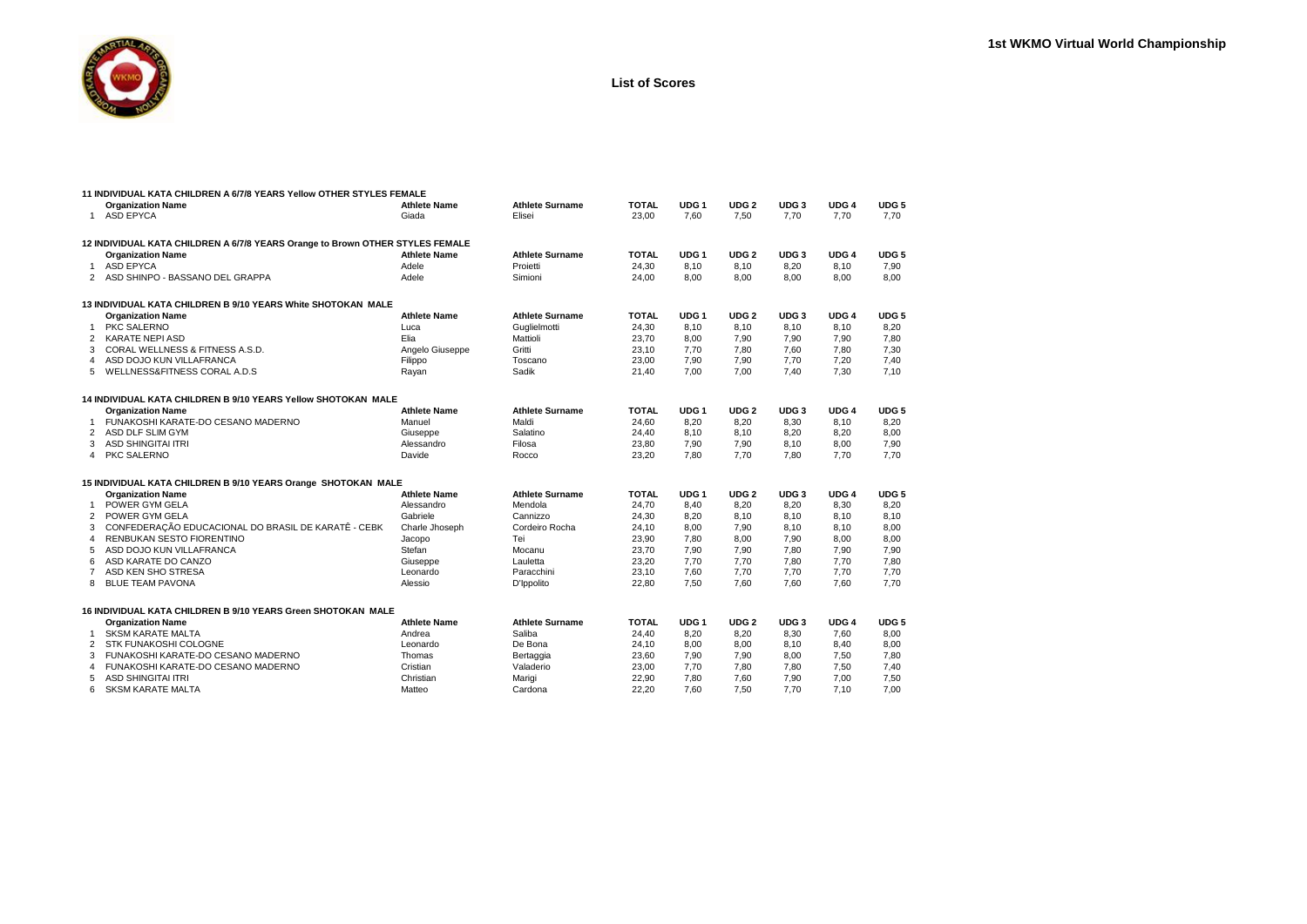## List of Scores

### 11 INDIVIDUAL KATA CHILDREN A 6/7/8 YEARS Yellow OTHER STYLES FEMALE

| | Organization Name | Athlete Name | Athlete Surname | TOTAL | UDG 1 | UDG 2 | UDG 3 | UDG 4 | UDG 5 |
|---|---|---|---|---|---|---|---|---|---|
| 1 | ASD EPYCA | Giada | Elisei | 23,00 | 7,60 | 7,50 | 7,70 | 7,70 | 7,70 |

### 12 INDIVIDUAL KATA CHILDREN A 6/7/8 YEARS Orange to Brown OTHER STYLES FEMALE

| | Organization Name | Athlete Name | Athlete Surname | TOTAL | UDG 1 | UDG 2 | UDG 3 | UDG 4 | UDG 5 |
|---|---|---|---|---|---|---|---|---|---|
| 1 | ASD EPYCA | Adele | Proietti | 24,30 | 8,10 | 8,10 | 8,20 | 8,10 | 7,90 |
| 2 | ASD SHINPO - BASSANO DEL GRAPPA | Adele | Simioni | 24,00 | 8,00 | 8,00 | 8,00 | 8,00 | 8,00 |

### 13 INDIVIDUAL KATA CHILDREN B 9/10 YEARS White SHOTOKAN MALE

| | Organization Name | Athlete Name | Athlete Surname | TOTAL | UDG 1 | UDG 2 | UDG 3 | UDG 4 | UDG 5 |
|---|---|---|---|---|---|---|---|---|---|
| 1 | PKC SALERNO | Luca | Guglielmotti | 24,30 | 8,10 | 8,10 | 8,10 | 8,10 | 8,20 |
| 2 | KARATE NEPI ASD | Elia | Mattioli | 23,70 | 8,00 | 7,90 | 7,90 | 7,90 | 7,80 |
| 3 | CORAL WELLNESS & FITNESS A.S.D. | Angelo Giuseppe | Gritti | 23,10 | 7,70 | 7,80 | 7,60 | 7,80 | 7,30 |
| 4 | ASD DOJO KUN VILLAFRANCA | Filippo | Toscano | 23,00 | 7,90 | 7,90 | 7,70 | 7,20 | 7,40 |
| 5 | WELLNESS&FITNESS CORAL A.D.S | Rayan | Sadik | 21,40 | 7,00 | 7,00 | 7,40 | 7,30 | 7,10 |

### 14 INDIVIDUAL KATA CHILDREN B 9/10 YEARS Yellow SHOTOKAN MALE

| | Organization Name | Athlete Name | Athlete Surname | TOTAL | UDG 1 | UDG 2 | UDG 3 | UDG 4 | UDG 5 |
|---|---|---|---|---|---|---|---|---|---|
| 1 | FUNAKOSHI KARATE-DO CESANO MADERNO | Manuel | Maldi | 24,60 | 8,20 | 8,20 | 8,30 | 8,10 | 8,20 |
| 2 | ASD DLF SLIM GYM | Giuseppe | Salatino | 24,40 | 8,10 | 8,10 | 8,20 | 8,20 | 8,00 |
| 3 | ASD SHINGITAI ITRI | Alessandro | Filosa | 23,80 | 7,90 | 7,90 | 8,10 | 8,00 | 7,90 |
| 4 | PKC SALERNO | Davide | Rocco | 23,20 | 7,80 | 7,70 | 7,80 | 7,70 | 7,70 |

### 15 INDIVIDUAL KATA CHILDREN B 9/10 YEARS Orange SHOTOKAN MALE

| | Organization Name | Athlete Name | Athlete Surname | TOTAL | UDG 1 | UDG 2 | UDG 3 | UDG 4 | UDG 5 |
|---|---|---|---|---|---|---|---|---|---|
| 1 | POWER GYM GELA | Alessandro | Mendola | 24,70 | 8,40 | 8,20 | 8,20 | 8,30 | 8,20 |
| 2 | POWER GYM GELA | Gabriele | Cannizzo | 24,30 | 8,20 | 8,10 | 8,10 | 8,10 | 8,10 |
| 3 | CONFEDERAÇÃO EDUCACIONAL DO BRASIL DE KARATÊ - CEBK | Charle Jhoseph | Cordeiro Rocha | 24,10 | 8,00 | 7,90 | 8,10 | 8,10 | 8,00 |
| 4 | RENBUKAN SESTO FIORENTINO | Jacopo | Tei | 23,90 | 7,80 | 8,00 | 7,90 | 8,00 | 8,00 |
| 5 | ASD DOJO KUN VILLAFRANCA | Stefan | Mocanu | 23,70 | 7,90 | 7,90 | 7,80 | 7,90 | 7,90 |
| 6 | ASD KARATE DO CANZO | Giuseppe | Lauletta | 23,20 | 7,70 | 7,70 | 7,80 | 7,70 | 7,80 |
| 7 | ASD KEN SHO STRESA | Leonardo | Paracchini | 23,10 | 7,60 | 7,70 | 7,70 | 7,70 | 7,70 |
| 8 | BLUE TEAM PAVONA | Alessio | D'Ippolito | 22,80 | 7,50 | 7,60 | 7,60 | 7,60 | 7,70 |

### 16 INDIVIDUAL KATA CHILDREN B 9/10 YEARS Green SHOTOKAN MALE

| | Organization Name | Athlete Name | Athlete Surname | TOTAL | UDG 1 | UDG 2 | UDG 3 | UDG 4 | UDG 5 |
|---|---|---|---|---|---|---|---|---|---|
| 1 | SKSM KARATE MALTA | Andrea | Saliba | 24,40 | 8,20 | 8,20 | 8,30 | 7,60 | 8,00 |
| 2 | STK FUNAKOSHI COLOGNE | Leonardo | De Bona | 24,10 | 8,00 | 8,00 | 8,10 | 8,40 | 8,00 |
| 3 | FUNAKOSHI KARATE-DO CESANO MADERNO | Thomas | Bertaggia | 23,60 | 7,90 | 7,90 | 8,00 | 7,50 | 7,80 |
| 4 | FUNAKOSHI KARATE-DO CESANO MADERNO | Cristian | Valaderio | 23,00 | 7,70 | 7,80 | 7,80 | 7,50 | 7,40 |
| 5 | ASD SHINGITAI ITRI | Christian | Marigi | 22,90 | 7,80 | 7,60 | 7,90 | 7,00 | 7,50 |
| 6 | SKSM KARATE MALTA | Matteo | Cardona | 22,20 | 7,60 | 7,50 | 7,70 | 7,10 | 7,00 |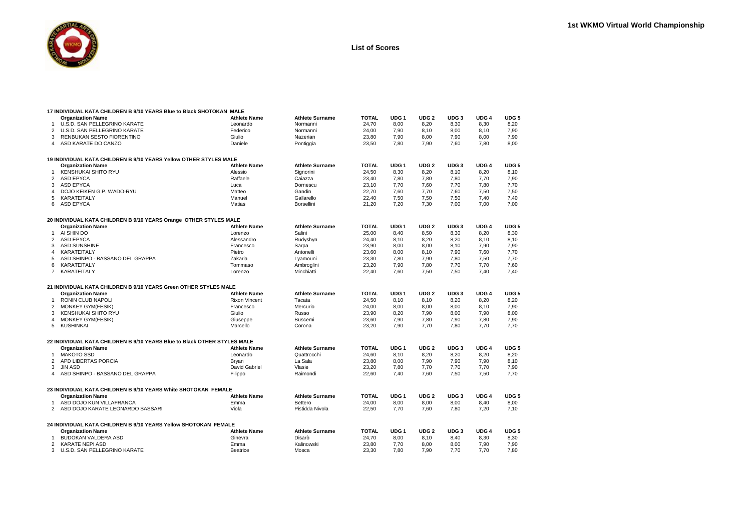**1st WKMO Virtual World Championship**

## List of Scores

### 17 INDIVIDUAL KATA CHILDREN B 9/10 YEARS Blue to Black SHOTOKAN MALE

| | Organization Name | Athlete Name | Athlete Surname | TOTAL | UDG 1 | UDG 2 | UDG 3 | UDG 4 | UDG 5 |
|---|---|---|---|---|---|---|---|---|---|
| 1 | U.S.D. SAN PELLEGRINO KARATE | Leonardo | Normanni | 24,70 | 8,00 | 8,20 | 8,30 | 8,30 | 8,20 |
| 2 | U.S.D. SAN PELLEGRINO KARATE | Federico | Normanni | 24,00 | 7,90 | 8,10 | 8,00 | 8,10 | 7,90 |
| 3 | RENBUKAN SESTO FIORENTINO | Giulio | Nazerian | 23,80 | 7,90 | 8,00 | 7,90 | 8,00 | 7,90 |
| 4 | ASD KARATE DO CANZO | Daniele | Pontiggia | 23,50 | 7,80 | 7,90 | 7,60 | 7,80 | 8,00 |

### 19 INDIVIDUAL KATA CHILDREN B 9/10 YEARS Yellow OTHER STYLES MALE

| | Organization Name | Athlete Name | Athlete Surname | TOTAL | UDG 1 | UDG 2 | UDG 3 | UDG 4 | UDG 5 |
|---|---|---|---|---|---|---|---|---|---|
| 1 | KENSHUKAI SHITO RYU | Alessio | Signorini | 24,50 | 8,30 | 8,20 | 8,10 | 8,20 | 8,10 |
| 2 | ASD EPYCA | Raffaele | Caiazza | 23,40 | 7,80 | 7,80 | 7,80 | 7,70 | 7,90 |
| 3 | ASD EPYCA | Luca | Dornescu | 23,10 | 7,70 | 7,60 | 7,70 | 7,80 | 7,70 |
| 4 | DOJO KEIKEN G.P. WADO-RYU | Matteo | Gandin | 22,70 | 7,60 | 7,70 | 7,60 | 7,50 | 7,50 |
| 5 | KARATEITALY | Manuel | Gallarello | 22,40 | 7,50 | 7,50 | 7,50 | 7,40 | 7,40 |
| 6 | ASD EPYCA | Matias | Borsellini | 21,20 | 7,20 | 7,30 | 7,00 | 7,00 | 7,00 |

### 20 INDIVIDUAL KATA CHILDREN B 9/10 YEARS Orange OTHER STYLES MALE

| | Organization Name | Athlete Name | Athlete Surname | TOTAL | UDG 1 | UDG 2 | UDG 3 | UDG 4 | UDG 5 |
|---|---|---|---|---|---|---|---|---|---|
| 1 | AI SHIN DO | Lorenzo | Salini | 25,00 | 8,40 | 8,50 | 8,30 | 8,20 | 8,30 |
| 2 | ASD EPYCA | Alessandro | Rudyshyn | 24,40 | 8,10 | 8,20 | 8,20 | 8,10 | 8,10 |
| 3 | ASD SUNSHINE | Francesco | Sarpa | 23,90 | 8,00 | 8,00 | 8,10 | 7,90 | 7,90 |
| 4 | KARATEITALY | Pietro | Antonelli | 23,60 | 8,00 | 8,10 | 7,90 | 7,60 | 7,70 |
| 5 | ASD SHINPO - BASSANO DEL GRAPPA | Zakaria | Lyamouni | 23,30 | 7,80 | 7,90 | 7,80 | 7,50 | 7,70 |
| 6 | KARATEITALY | Tommaso | Ambroglini | 23,20 | 7,90 | 7,80 | 7,70 | 7,70 | 7,60 |
| 7 | KARATEITALY | Lorenzo | Minchiatti | 22,40 | 7,60 | 7,50 | 7,50 | 7,40 | 7,40 |

### 21 INDIVIDUAL KATA CHILDREN B 9/10 YEARS Green OTHER STYLES MALE

| | Organization Name | Athlete Name | Athlete Surname | TOTAL | UDG 1 | UDG 2 | UDG 3 | UDG 4 | UDG 5 |
|---|---|---|---|---|---|---|---|---|---|
| 1 | RONIN CLUB NAPOLI | Rixon Vincent | Tacata | 24,50 | 8,10 | 8,10 | 8,20 | 8,20 | 8,20 |
| 2 | MONKEY GYM(FESIK) | Francesco | Mercurio | 24,00 | 8,00 | 8,00 | 8,00 | 8,10 | 7,90 |
| 3 | KENSHUKAI SHITO RYU | Giulio | Russo | 23,90 | 8,20 | 7,90 | 8,00 | 7,90 | 8,00 |
| 4 | MONKEY GYM(FESIK) | Giuseppe | Buscemi | 23,60 | 7,90 | 7,80 | 7,90 | 7,80 | 7,90 |
| 5 | KUSHINKAI | Marcello | Corona | 23,20 | 7,90 | 7,70 | 7,80 | 7,70 | 7,70 |

### 22 INDIVIDUAL KATA CHILDREN B 9/10 YEARS Blue to Black OTHER STYLES MALE

| | Organization Name | Athlete Name | Athlete Surname | TOTAL | UDG 1 | UDG 2 | UDG 3 | UDG 4 | UDG 5 |
|---|---|---|---|---|---|---|---|---|---|
| 1 | MAKOTO SSD | Leonardo | Quattrocchi | 24,60 | 8,10 | 8,20 | 8,20 | 8,20 | 8,20 |
| 2 | APD LIBERTAS PORCIA | Bryan | La Sala | 23,80 | 8,00 | 7,90 | 7,90 | 7,90 | 8,10 |
| 3 | JIN ASD | David Gabriel | Vlasie | 23,20 | 7,80 | 7,70 | 7,70 | 7,70 | 7,90 |
| 4 | ASD SHINPO - BASSANO DEL GRAPPA | Filippo | Raimondi | 22,60 | 7,40 | 7,60 | 7,50 | 7,50 | 7,70 |

### 23 INDIVIDUAL KATA CHILDREN B 9/10 YEARS White SHOTOKAN FEMALE

| | Organization Name | Athlete Name | Athlete Surname | TOTAL | UDG 1 | UDG 2 | UDG 3 | UDG 4 | UDG 5 |
|---|---|---|---|---|---|---|---|---|---|
| 1 | ASD DOJO KUN VILLAFRANCA | Emma | Bettero | 24,00 | 8,00 | 8,00 | 8,00 | 8,40 | 8,00 |
| 2 | ASD DOJO KARATE LEONARDO SASSARI | Viola | Pistidda Nivola | 22,50 | 7,70 | 7,60 | 7,80 | 7,20 | 7,10 |

### 24 INDIVIDUAL KATA CHILDREN B 9/10 YEARS Yellow SHOTOKAN FEMALE

| | Organization Name | Athlete Name | Athlete Surname | TOTAL | UDG 1 | UDG 2 | UDG 3 | UDG 4 | UDG 5 |
|---|---|---|---|---|---|---|---|---|---|
| 1 | BUDOKAN VALDERA ASD | Ginevra | Disarò | 24,70 | 8,00 | 8,10 | 8,40 | 8,30 | 8,30 |
| 2 | KARATE NEPI ASD | Emma | Kalinowski | 23,80 | 7,70 | 8,00 | 8,00 | 7,90 | 7,90 |
| 3 | U.S.D. SAN PELLEGRINO KARATE | Beatrice | Mosca | 23,30 | 7,80 | 7,90 | 7,70 | 7,70 | 7,80 |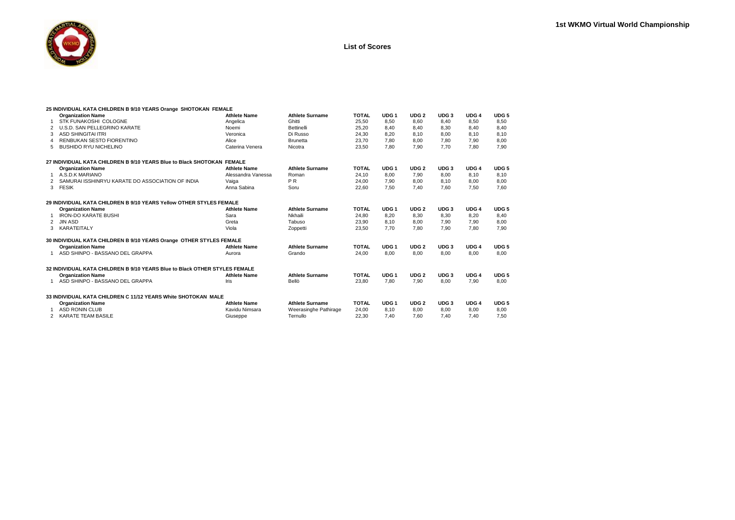**1st WKMO Virtual World Championship**

**List of Scores**

**25 INDIVIDUAL KATA CHILDREN B 9/10 YEARS Orange SHOTOKAN FEMALE**

| | Organization Name | Athlete Name | Athlete Surname | TOTAL | UDG 1 | UDG 2 | UDG 3 | UDG 4 | UDG 5 |
|---|---|---|---|---|---|---|---|---|---|
| 1 | STK FUNAKOSHI COLOGNE | Angelica | Ghitti | 25,50 | 8,50 | 8,60 | 8,40 | 8,50 | 8,50 |
| 2 | U.S.D. SAN PELLEGRINO KARATE | Noemi | Bettinelli | 25,20 | 8,40 | 8,40 | 8,30 | 8,40 | 8,40 |
| 3 | ASD SHINGITAI ITRI | Veronica | Di Russo | 24,30 | 8,20 | 8,10 | 8,00 | 8,10 | 8,10 |
| 4 | RENBUKAN SESTO FIORENTINO | Alice | Brunetta | 23,70 | 7,80 | 8,00 | 7,80 | 7,90 | 8,00 |
| 5 | BUSHIDO RYU NICHELINO | Caterina Venera | Nicotra | 23,50 | 7,80 | 7,90 | 7,70 | 7,80 | 7,90 |

**27 INDIVIDUAL KATA CHILDREN B 9/10 YEARS Blue to Black SHOTOKAN FEMALE**

| | Organization Name | Athlete Name | Athlete Surname | TOTAL | UDG 1 | UDG 2 | UDG 3 | UDG 4 | UDG 5 |
|---|---|---|---|---|---|---|---|---|---|
| 1 | A.S.D.K MARIANO | Alessandra Vanessa | Roman | 24,10 | 8,00 | 7,90 | 8,00 | 8,10 | 8,10 |
| 2 | SAMURAI ISSHINRYU KARATE DO ASSOCIATION OF INDIA | Vaiga | P R | 24,00 | 7,90 | 8,00 | 8,10 | 8,00 | 8,00 |
| 3 | FESIK | Anna Sabina | Soru | 22,60 | 7,50 | 7,40 | 7,60 | 7,50 | 7,60 |

**29 INDIVIDUAL KATA CHILDREN B 9/10 YEARS Yellow OTHER STYLES FEMALE**

| | Organization Name | Athlete Name | Athlete Surname | TOTAL | UDG 1 | UDG 2 | UDG 3 | UDG 4 | UDG 5 |
|---|---|---|---|---|---|---|---|---|---|
| 1 | IRON-DO KARATE BUSHI | Sara | Nkhaili | 24,80 | 8,20 | 8,30 | 8,30 | 8,20 | 8,40 |
| 2 | JIN ASD | Greta | Tabuso | 23,90 | 8,10 | 8,00 | 7,90 | 7,90 | 8,00 |
| 3 | KARATEITALY | Viola | Zoppetti | 23,50 | 7,70 | 7,80 | 7,90 | 7,80 | 7,90 |

**30 INDIVIDUAL KATA CHILDREN B 9/10 YEARS Orange OTHER STYLES FEMALE**

| | Organization Name | Athlete Name | Athlete Surname | TOTAL | UDG 1 | UDG 2 | UDG 3 | UDG 4 | UDG 5 |
|---|---|---|---|---|---|---|---|---|---|
| 1 | ASD SHINPO - BASSANO DEL GRAPPA | Aurora | Grando | 24,00 | 8,00 | 8,00 | 8,00 | 8,00 | 8,00 |

**32 INDIVIDUAL KATA CHILDREN B 9/10 YEARS Blue to Black OTHER STYLES FEMALE**

| | Organization Name | Athlete Name | Athlete Surname | TOTAL | UDG 1 | UDG 2 | UDG 3 | UDG 4 | UDG 5 |
|---|---|---|---|---|---|---|---|---|---|
| 1 | ASD SHINPO - BASSANO DEL GRAPPA | Iris | Bellò | 23,80 | 7,80 | 7,90 | 8,00 | 7,90 | 8,00 |

**33 INDIVIDUAL KATA CHILDREN C 11/12 YEARS White SHOTOKAN MALE**

| | Organization Name | Athlete Name | Athlete Surname | TOTAL | UDG 1 | UDG 2 | UDG 3 | UDG 4 | UDG 5 |
|---|---|---|---|---|---|---|---|---|---|
| 1 | ASD RONIN CLUB | Kavidu Nimsara | Weerasinghe Pathirage | 24,00 | 8,10 | 8,00 | 8,00 | 8,00 | 8,00 |
| 2 | KARATE TEAM BASILE | Giuseppe | Ternullo | 22,30 | 7,40 | 7,60 | 7,40 | 7,40 | 7,50 |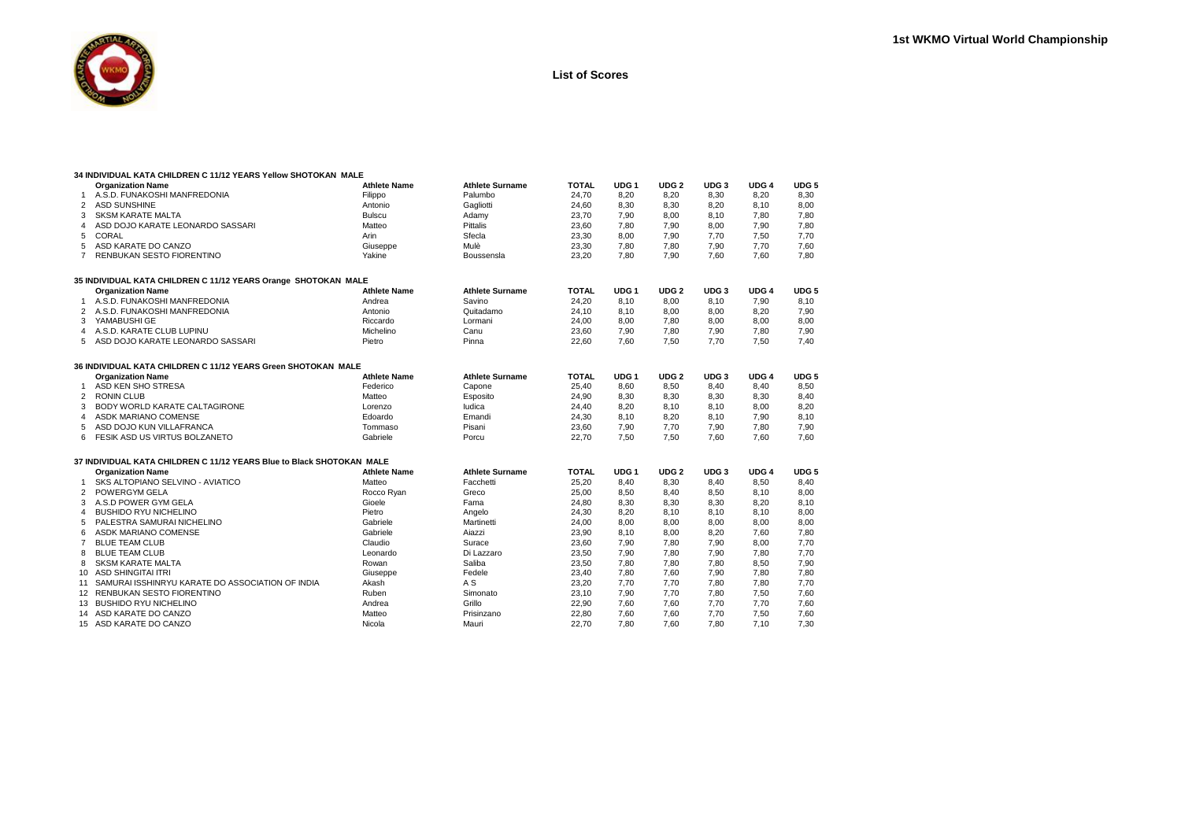# 1st WKMO Virtual World Championship

## List of Scores

### 34 INDIVIDUAL KATA CHILDREN C 11/12 YEARS Yellow SHOTOKAN MALE

| | Organization Name | Athlete Name | Athlete Surname | TOTAL | UDG 1 | UDG 2 | UDG 3 | UDG 4 | UDG 5 |
|---|---|---|---|---|---|---|---|---|---|
| 1 | A.S.D. FUNAKOSHI MANFREDONIA | Filippo | Palumbo | 24,70 | 8,20 | 8,20 | 8,30 | 8,20 | 8,30 |
| 2 | ASD SUNSHINE | Antonio | Gagliotti | 24,60 | 8,30 | 8,30 | 8,20 | 8,10 | 8,00 |
| 3 | SKSM KARATE MALTA | Bulscu | Adamy | 23,70 | 7,90 | 8,00 | 8,10 | 7,80 | 7,80 |
| 4 | ASD DOJO KARATE LEONARDO SASSARI | Matteo | Pittalis | 23,60 | 7,80 | 7,90 | 8,00 | 7,90 | 7,80 |
| 5 | CORAL | Arin | Sfecla | 23,30 | 8,00 | 7,90 | 7,70 | 7,50 | 7,70 |
| 5 | ASD KARATE DO CANZO | Giuseppe | Mulè | 23,30 | 7,80 | 7,80 | 7,90 | 7,70 | 7,60 |
| 7 | RENBUKAN SESTO FIORENTINO | Yakine | Boussensla | 23,20 | 7,80 | 7,90 | 7,60 | 7,60 | 7,80 |

### 35 INDIVIDUAL KATA CHILDREN C 11/12 YEARS Orange SHOTOKAN MALE

| | Organization Name | Athlete Name | Athlete Surname | TOTAL | UDG 1 | UDG 2 | UDG 3 | UDG 4 | UDG 5 |
|---|---|---|---|---|---|---|---|---|---|
| 1 | A.S.D. FUNAKOSHI MANFREDONIA | Andrea | Savino | 24,20 | 8,10 | 8,00 | 8,10 | 7,90 | 8,10 |
| 2 | A.S.D. FUNAKOSHI MANFREDONIA | Antonio | Quitadamo | 24,10 | 8,10 | 8,00 | 8,00 | 8,20 | 7,90 |
| 3 | YAMABUSHI GE | Riccardo | Lormani | 24,00 | 8,00 | 7,80 | 8,00 | 8,00 | 8,00 |
| 4 | A.S.D. KARATE CLUB LUPINU | Michelino | Canu | 23,60 | 7,90 | 7,80 | 7,90 | 7,80 | 7,90 |
| 5 | ASD DOJO KARATE LEONARDO SASSARI | Pietro | Pinna | 22,60 | 7,60 | 7,50 | 7,70 | 7,50 | 7,40 |

### 36 INDIVIDUAL KATA CHILDREN C 11/12 YEARS Green SHOTOKAN MALE

| | Organization Name | Athlete Name | Athlete Surname | TOTAL | UDG 1 | UDG 2 | UDG 3 | UDG 4 | UDG 5 |
|---|---|---|---|---|---|---|---|---|---|
| 1 | ASD KEN SHO STRESA | Federico | Capone | 25,40 | 8,60 | 8,50 | 8,40 | 8,40 | 8,50 |
| 2 | RONIN CLUB | Matteo | Esposito | 24,90 | 8,30 | 8,30 | 8,30 | 8,30 | 8,40 |
| 3 | BODY WORLD KARATE CALTAGIRONE | Lorenzo | Iudica | 24,40 | 8,20 | 8,10 | 8,10 | 8,00 | 8,20 |
| 4 | ASDK MARIANO COMENSE | Edoardo | Emandi | 24,30 | 8,10 | 8,20 | 8,10 | 7,90 | 8,10 |
| 5 | ASD DOJO KUN VILLAFRANCA | Tommaso | Pisani | 23,60 | 7,90 | 7,70 | 7,90 | 7,80 | 7,90 |
| 6 | FESIK ASD US VIRTUS BOLZANETO | Gabriele | Porcu | 22,70 | 7,50 | 7,50 | 7,60 | 7,60 | 7,60 |

### 37 INDIVIDUAL KATA CHILDREN C 11/12 YEARS Blue to Black SHOTOKAN MALE

| | Organization Name | Athlete Name | Athlete Surname | TOTAL | UDG 1 | UDG 2 | UDG 3 | UDG 4 | UDG 5 |
|---|---|---|---|---|---|---|---|---|---|
| 1 | SKS ALTOPIANO SELVINO - AVIATICO | Matteo | Facchetti | 25,20 | 8,40 | 8,30 | 8,40 | 8,50 | 8,40 |
| 2 | POWERGYM GELA | Rocco Ryan | Greco | 25,00 | 8,50 | 8,40 | 8,50 | 8,10 | 8,00 |
| 3 | A.S.D POWER GYM GELA | Gioele | Fama | 24,80 | 8,30 | 8,30 | 8,30 | 8,20 | 8,10 |
| 4 | BUSHIDO RYU NICHELINO | Pietro | Angelo | 24,30 | 8,20 | 8,10 | 8,10 | 8,10 | 8,00 |
| 5 | PALESTRA SAMURAI NICHELINO | Gabriele | Martinetti | 24,00 | 8,00 | 8,00 | 8,00 | 8,00 | 8,00 |
| 6 | ASDK MARIANO COMENSE | Gabriele | Aiazzi | 23,90 | 8,10 | 8,00 | 8,20 | 7,60 | 7,80 |
| 7 | BLUE TEAM CLUB | Claudio | Surace | 23,60 | 7,90 | 7,80 | 7,90 | 8,00 | 7,70 |
| 8 | BLUE TEAM CLUB | Leonardo | Di Lazzaro | 23,50 | 7,90 | 7,80 | 7,90 | 7,80 | 7,70 |
| 8 | SKSM KARATE MALTA | Rowan | Saliba | 23,50 | 7,80 | 7,80 | 7,80 | 8,50 | 7,90 |
| 10 | ASD SHINGITAI ITRI | Giuseppe | Fedele | 23,40 | 7,80 | 7,60 | 7,90 | 7,80 | 7,80 |
| 11 | SAMURAI ISSHINRYU KARATE DO ASSOCIATION OF INDIA | Akash | A S | 23,20 | 7,70 | 7,70 | 7,80 | 7,80 | 7,70 |
| 12 | RENBUKAN SESTO FIORENTINO | Ruben | Simonato | 23,10 | 7,90 | 7,70 | 7,80 | 7,50 | 7,60 |
| 13 | BUSHIDO RYU NICHELINO | Andrea | Grillo | 22,90 | 7,60 | 7,60 | 7,70 | 7,70 | 7,60 |
| 14 | ASD KARATE DO CANZO | Matteo | Prisinzano | 22,80 | 7,60 | 7,60 | 7,70 | 7,50 | 7,60 |
| 15 | ASD KARATE DO CANZO | Nicola | Mauri | 22,70 | 7,80 | 7,60 | 7,80 | 7,10 | 7,30 |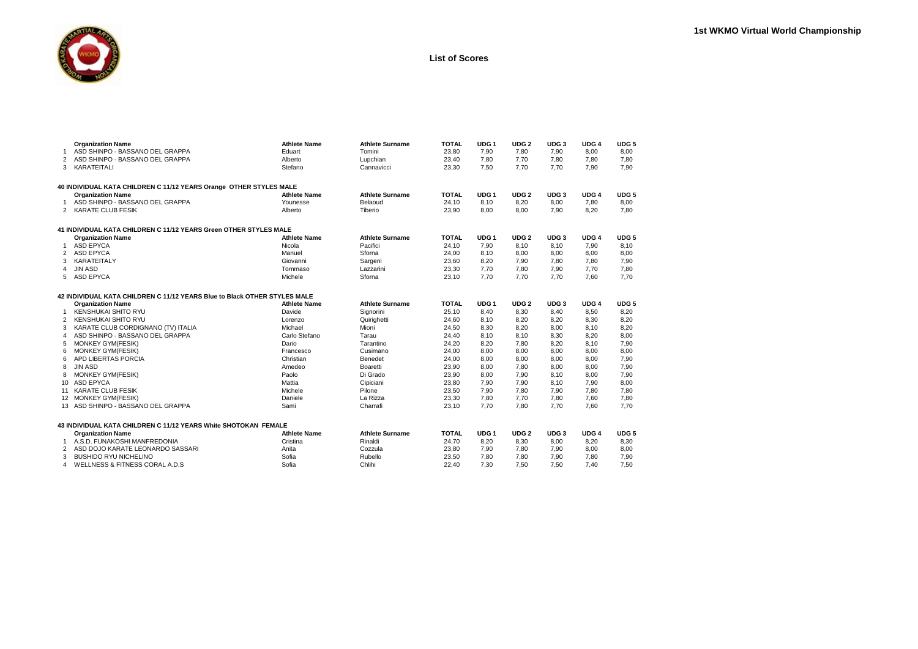## List of Scores

|  | Organization Name | Athlete Name | Athlete Surname | TOTAL | UDG 1 | UDG 2 | UDG 3 | UDG 4 | UDG 5 |
|---|---|---|---|---|---|---|---|---|---|
| 1 | ASD SHINPO - BASSANO DEL GRAPPA | Eduart | Tomini | 23,80 | 7,90 | 7,80 | 7,90 | 8,00 | 8,00 |
| 2 | ASD SHINPO - BASSANO DEL GRAPPA | Alberto | Lupchian | 23,40 | 7,80 | 7,70 | 7,80 | 7,80 | 7,80 |
| 3 | KARATEITALI | Stefano | Cannavicci | 23,30 | 7,50 | 7,70 | 7,70 | 7,90 | 7,90 |

### 40 INDIVIDUAL KATA CHILDREN C 11/12 YEARS Orange OTHER STYLES MALE

|  | Organization Name | Athlete Name | Athlete Surname | TOTAL | UDG 1 | UDG 2 | UDG 3 | UDG 4 | UDG 5 |
|---|---|---|---|---|---|---|---|---|---|
| 1 | ASD SHINPO - BASSANO DEL GRAPPA | Younesse | Belaoud | 24,10 | 8,10 | 8,20 | 8,00 | 7,80 | 8,00 |
| 2 | KARATE CLUB FESIK | Alberto | Tiberio | 23,90 | 8,00 | 8,00 | 7,90 | 8,20 | 7,80 |

### 41 INDIVIDUAL KATA CHILDREN C 11/12 YEARS Green OTHER STYLES MALE

|  | Organization Name | Athlete Name | Athlete Surname | TOTAL | UDG 1 | UDG 2 | UDG 3 | UDG 4 | UDG 5 |
|---|---|---|---|---|---|---|---|---|---|
| 1 | ASD EPYCA | Nicola | Pacifici | 24,10 | 7,90 | 8,10 | 8,10 | 7,90 | 8,10 |
| 2 | ASD EPYCA | Manuel | Sforna | 24,00 | 8,10 | 8,00 | 8,00 | 8,00 | 8,00 |
| 3 | KARATEITALY | Giovanni | Sargeni | 23,60 | 8,20 | 7,90 | 7,80 | 7,80 | 7,90 |
| 4 | JIN ASD | Tommaso | Lazzarini | 23,30 | 7,70 | 7,80 | 7,90 | 7,70 | 7,80 |
| 5 | ASD EPYCA | Michele | Sforna | 23,10 | 7,70 | 7,70 | 7,70 | 7,60 | 7,70 |

### 42 INDIVIDUAL KATA CHILDREN C 11/12 YEARS Blue to Black OTHER STYLES MALE

|  | Organization Name | Athlete Name | Athlete Surname | TOTAL | UDG 1 | UDG 2 | UDG 3 | UDG 4 | UDG 5 |
|---|---|---|---|---|---|---|---|---|---|
| 1 | KENSHUKAI SHITO RYU | Davide | Signorini | 25,10 | 8,40 | 8,30 | 8,40 | 8,50 | 8,20 |
| 2 | KENSHUKAI SHITO RYU | Lorenzo | Quirighetti | 24,60 | 8,10 | 8,20 | 8,20 | 8,30 | 8,20 |
| 3 | KARATE CLUB CORDIGNANO (TV) ITALIA | Michael | Mioni | 24,50 | 8,30 | 8,20 | 8,00 | 8,10 | 8,20 |
| 4 | ASD SHINPO - BASSANO DEL GRAPPA | Carlo Stefano | Tarau | 24,40 | 8,10 | 8,10 | 8,30 | 8,20 | 8,00 |
| 5 | MONKEY GYM(FESIK) | Dario | Tarantino | 24,20 | 8,20 | 7,80 | 8,20 | 8,10 | 7,90 |
| 6 | MONKEY GYM(FESIK) | Francesco | Cusimano | 24,00 | 8,00 | 8,00 | 8,00 | 8,00 | 8,00 |
| 6 | APD LIBERTAS PORCIA | Christian | Benedet | 24,00 | 8,00 | 8,00 | 8,00 | 8,00 | 7,90 |
| 8 | JIN ASD | Amedeo | Boaretti | 23,90 | 8,00 | 7,80 | 8,00 | 8,00 | 7,90 |
| 8 | MONKEY GYM(FESIK) | Paolo | Di Grado | 23,90 | 8,00 | 7,90 | 8,10 | 8,00 | 7,90 |
| 10 | ASD EPYCA | Mattia | Cipiciani | 23,80 | 7,90 | 7,90 | 8,10 | 7,90 | 8,00 |
| 11 | KARATE CLUB FESIK | Michele | Pilone | 23,50 | 7,90 | 7,80 | 7,90 | 7,80 | 7,80 |
| 12 | MONKEY GYM(FESIK) | Daniele | La Rizza | 23,30 | 7,80 | 7,70 | 7,80 | 7,60 | 7,80 |
| 13 | ASD SHINPO - BASSANO DEL GRAPPA | Sami | Charrafi | 23,10 | 7,70 | 7,80 | 7,70 | 7,60 | 7,70 |

### 43 INDIVIDUAL KATA CHILDREN C 11/12 YEARS White SHOTOKAN FEMALE

|  | Organization Name | Athlete Name | Athlete Surname | TOTAL | UDG 1 | UDG 2 | UDG 3 | UDG 4 | UDG 5 |
|---|---|---|---|---|---|---|---|---|---|
| 1 | A.S.D. FUNAKOSHI MANFREDONIA | Cristina | Rinaldi | 24,70 | 8,20 | 8,30 | 8,00 | 8,20 | 8,30 |
| 2 | ASD DOJO KARATE LEONARDO SASSARI | Anita | Cozzula | 23,80 | 7,90 | 7,80 | 7,90 | 8,00 | 8,00 |
| 3 | BUSHIDO RYU NICHELINO | Sofia | Rubello | 23,50 | 7,80 | 7,80 | 7,90 | 7,80 | 7,90 |
| 4 | WELLNESS & FITNESS CORAL A.D.S | Sofia | Chlihi | 22,40 | 7,30 | 7,50 | 7,50 | 7,40 | 7,50 |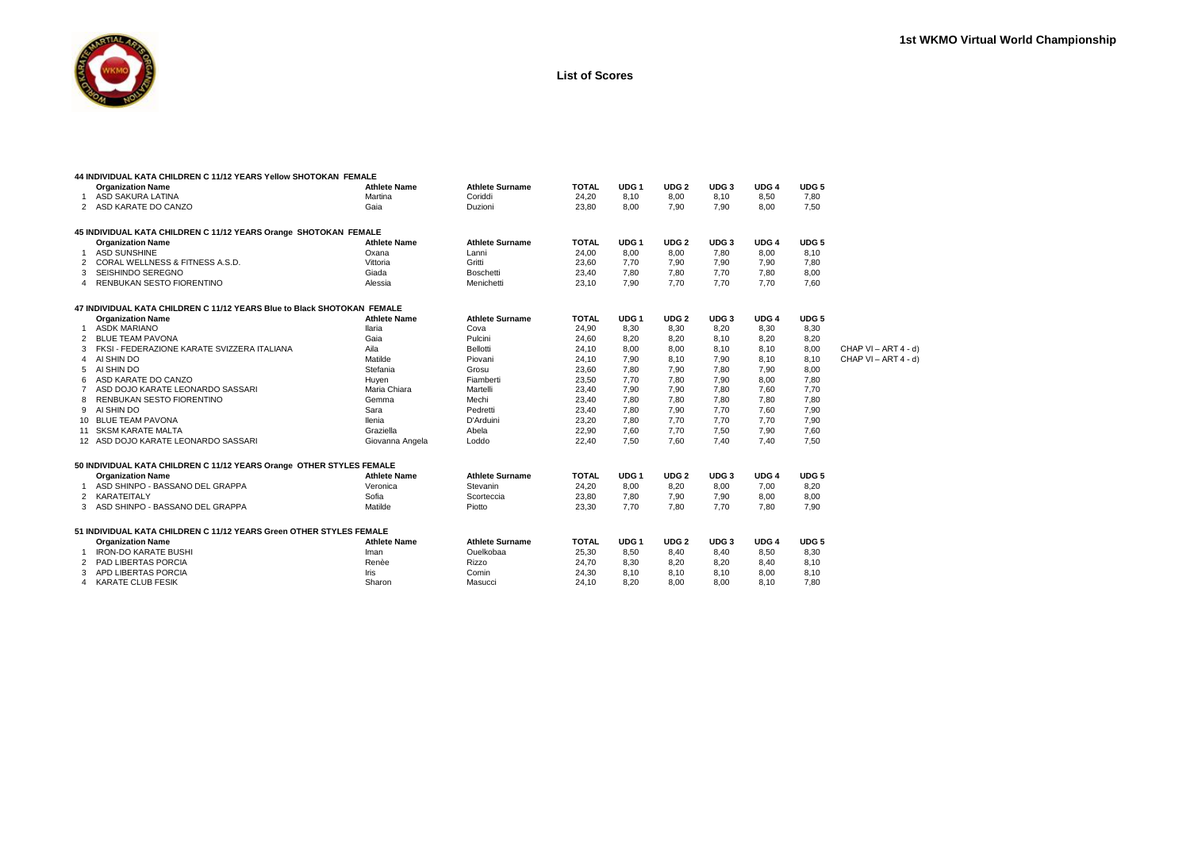# 1st WKMO Virtual World Championship

## List of Scores

### 44 INDIVIDUAL KATA CHILDREN C 11/12 YEARS Yellow SHOTOKAN FEMALE

| | Organization Name | Athlete Name | Athlete Surname | TOTAL | UDG 1 | UDG 2 | UDG 3 | UDG 4 | UDG 5 |
|---|---|---|---|---|---|---|---|---|---|
| 1 | ASD SAKURA LATINA | Martina | Coriddi | 24,20 | 8,10 | 8,00 | 8,10 | 8,50 | 7,80 |
| 2 | ASD KARATE DO CANZO | Gaia | Duzioni | 23,80 | 8,00 | 7,90 | 7,90 | 8,00 | 7,50 |

### 45 INDIVIDUAL KATA CHILDREN C 11/12 YEARS Orange SHOTOKAN FEMALE

| | Organization Name | Athlete Name | Athlete Surname | TOTAL | UDG 1 | UDG 2 | UDG 3 | UDG 4 | UDG 5 |
|---|---|---|---|---|---|---|---|---|---|
| 1 | ASD SUNSHINE | Oxana | Lanni | 24,00 | 8,00 | 8,00 | 7,80 | 8,00 | 8,10 |
| 2 | CORAL WELLNESS & FITNESS A.S.D. | Vittoria | Gritti | 23,60 | 7,70 | 7,90 | 7,90 | 7,90 | 7,80 |
| 3 | SEISHINDO SEREGNO | Giada | Boschetti | 23,40 | 7,80 | 7,80 | 7,70 | 7,80 | 8,00 |
| 4 | RENBUKAN SESTO FIORENTINO | Alessia | Menichetti | 23,10 | 7,90 | 7,70 | 7,70 | 7,70 | 7,60 |

### 47 INDIVIDUAL KATA CHILDREN C 11/12 YEARS Blue to Black SHOTOKAN FEMALE

| | Organization Name | Athlete Name | Athlete Surname | TOTAL | UDG 1 | UDG 2 | UDG 3 | UDG 4 | UDG 5 | |
|---|---|---|---|---|---|---|---|---|---|---|
| 1 | ASDK MARIANO | Ilaria | Cova | 24,90 | 8,30 | 8,30 | 8,20 | 8,30 | 8,30 | |
| 2 | BLUE TEAM PAVONA | Gaia | Pulcini | 24,60 | 8,20 | 8,20 | 8,10 | 8,20 | 8,20 | |
| 3 | FKSI - FEDERAZIONE KARATE SVIZZERA ITALIANA | Aila | Bellotti | 24,10 | 8,00 | 8,00 | 8,10 | 8,10 | 8,00 | CHAP VI – ART 4 - d) |
| 4 | AI SHIN DO | Matilde | Piovani | 24,10 | 7,90 | 8,10 | 7,90 | 8,10 | 8,10 | CHAP VI – ART 4 - d) |
| 5 | AI SHIN DO | Stefania | Grosu | 23,60 | 7,80 | 7,90 | 7,80 | 7,90 | 8,00 | |
| 6 | ASD KARATE DO CANZO | Huyen | Fiamberti | 23,50 | 7,70 | 7,80 | 7,90 | 8,00 | 7,80 | |
| 7 | ASD DOJO KARATE LEONARDO SASSARI | Maria Chiara | Martelli | 23,40 | 7,90 | 7,90 | 7,80 | 7,60 | 7,70 | |
| 8 | RENBUKAN SESTO FIORENTINO | Gemma | Mechi | 23,40 | 7,80 | 7,80 | 7,80 | 7,80 | 7,80 | |
| 9 | AI SHIN DO | Sara | Pedretti | 23,40 | 7,80 | 7,90 | 7,70 | 7,60 | 7,90 | |
| 10 | BLUE TEAM PAVONA | Ilenia | D'Arduini | 23,20 | 7,80 | 7,70 | 7,70 | 7,70 | 7,90 | |
| 11 | SKSM KARATE MALTA | Graziella | Abela | 22,90 | 7,60 | 7,70 | 7,50 | 7,90 | 7,60 | |
| 12 | ASD DOJO KARATE LEONARDO SASSARI | Giovanna Angela | Loddo | 22,40 | 7,50 | 7,60 | 7,40 | 7,40 | 7,50 | |

### 50 INDIVIDUAL KATA CHILDREN C 11/12 YEARS Orange OTHER STYLES FEMALE

| | Organization Name | Athlete Name | Athlete Surname | TOTAL | UDG 1 | UDG 2 | UDG 3 | UDG 4 | UDG 5 |
|---|---|---|---|---|---|---|---|---|---|
| 1 | ASD SHINPO - BASSANO DEL GRAPPA | Veronica | Stevanin | 24,20 | 8,00 | 8,20 | 8,00 | 7,00 | 8,20 |
| 2 | KARATEITALY | Sofia | Scorteccia | 23,80 | 7,80 | 7,90 | 7,90 | 8,00 | 8,00 |
| 3 | ASD SHINPO - BASSANO DEL GRAPPA | Matilde | Piotto | 23,30 | 7,70 | 7,80 | 7,70 | 7,80 | 7,90 |

### 51 INDIVIDUAL KATA CHILDREN C 11/12 YEARS Green OTHER STYLES FEMALE

| | Organization Name | Athlete Name | Athlete Surname | TOTAL | UDG 1 | UDG 2 | UDG 3 | UDG 4 | UDG 5 |
|---|---|---|---|---|---|---|---|---|---|
| 1 | IRON-DO KARATE BUSHI | Iman | Ouelkobaa | 25,30 | 8,50 | 8,40 | 8,40 | 8,50 | 8,30 |
| 2 | PAD LIBERTAS PORCIA | Renèe | Rizzo | 24,70 | 8,30 | 8,20 | 8,20 | 8,40 | 8,10 |
| 3 | APD LIBERTAS PORCIA | Iris | Comin | 24,30 | 8,10 | 8,10 | 8,10 | 8,00 | 8,10 |
| 4 | KARATE CLUB FESIK | Sharon | Masucci | 24,10 | 8,20 | 8,00 | 8,00 | 8,10 | 7,80 |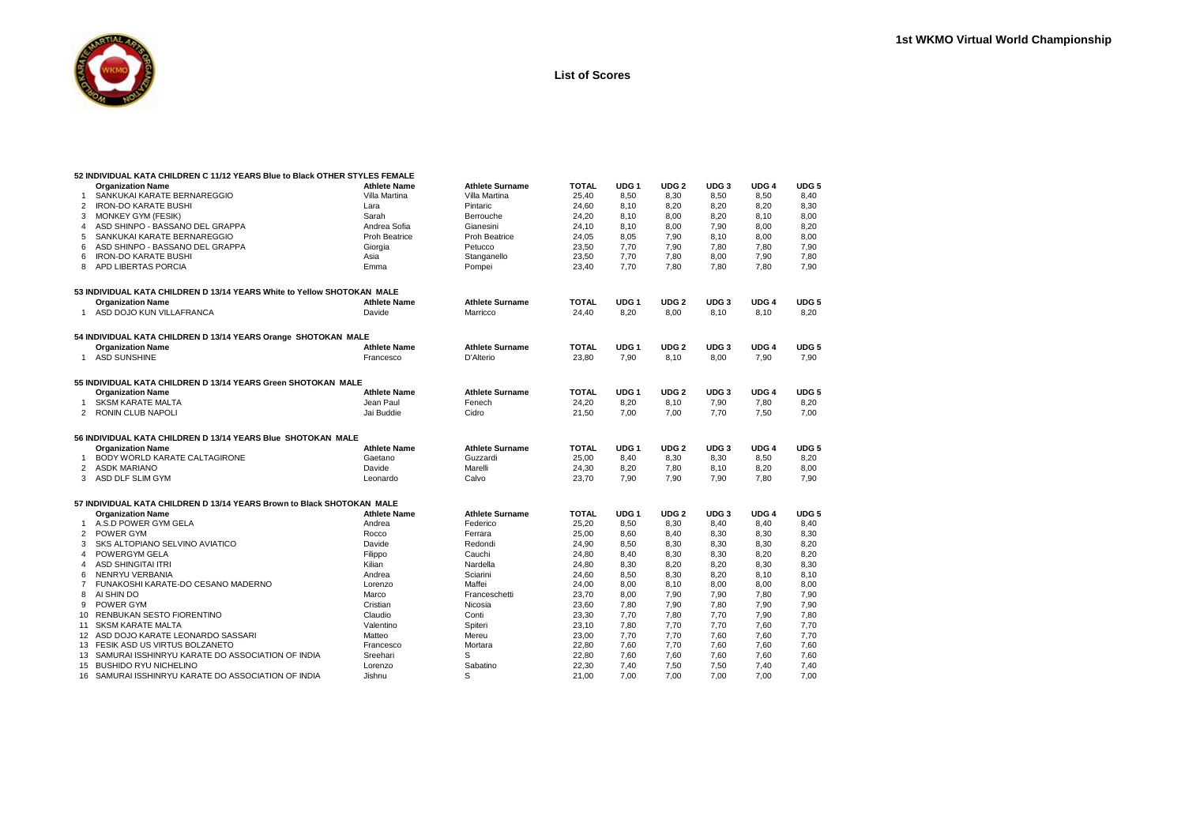## List of Scores

**52 INDIVIDUAL KATA CHILDREN C 11/12 YEARS Blue to Black OTHER STYLES FEMALE**

| | Organization Name | Athlete Name | Athlete Surname | TOTAL | UDG 1 | UDG 2 | UDG 3 | UDG 4 | UDG 5 |
|---|---|---|---|---|---|---|---|---|---|
| 1 | SANKUKAI KARATE BERNAREGGIO | Villa Martina | Villa Martina | 25,40 | 8,50 | 8,30 | 8,50 | 8,50 | 8,40 |
| 2 | IRON-DO KARATE BUSHI | Lara | Pintaric | 24,60 | 8,10 | 8,20 | 8,20 | 8,20 | 8,30 |
| 3 | MONKEY GYM (FESIK) | Sarah | Berrouche | 24,20 | 8,10 | 8,00 | 8,20 | 8,10 | 8,00 |
| 4 | ASD SHINPO - BASSANO DEL GRAPPA | Andrea Sofia | Gianesini | 24,10 | 8,10 | 8,00 | 7,90 | 8,00 | 8,20 |
| 5 | SANKUKAI KARATE BERNAREGGIO | Proh Beatrice | Proh Beatrice | 24,05 | 8,05 | 7,90 | 8,10 | 8,00 | 8,00 |
| 6 | ASD SHINPO - BASSANO DEL GRAPPA | Giorgia | Petucco | 23,50 | 7,70 | 7,90 | 7,80 | 7,80 | 7,90 |
| 6 | IRON-DO KARATE BUSHI | Asia | Stanganello | 23,50 | 7,70 | 7,80 | 8,00 | 7,90 | 7,80 |
| 8 | APD LIBERTAS PORCIA | Emma | Pompei | 23,40 | 7,70 | 7,80 | 7,80 | 7,80 | 7,90 |

**53 INDIVIDUAL KATA CHILDREN D 13/14 YEARS White to Yellow SHOTOKAN MALE**

| | Organization Name | Athlete Name | Athlete Surname | TOTAL | UDG 1 | UDG 2 | UDG 3 | UDG 4 | UDG 5 |
|---|---|---|---|---|---|---|---|---|---|
| 1 | ASD DOJO KUN VILLAFRANCA | Davide | Marricco | 24,40 | 8,20 | 8,00 | 8,10 | 8,10 | 8,20 |

**54 INDIVIDUAL KATA CHILDREN D 13/14 YEARS Orange SHOTOKAN MALE**

| | Organization Name | Athlete Name | Athlete Surname | TOTAL | UDG 1 | UDG 2 | UDG 3 | UDG 4 | UDG 5 |
|---|---|---|---|---|---|---|---|---|---|
| 1 | ASD SUNSHINE | Francesco | D'Alterio | 23,80 | 7,90 | 8,10 | 8,00 | 7,90 | 7,90 |

**55 INDIVIDUAL KATA CHILDREN D 13/14 YEARS Green SHOTOKAN MALE**

| | Organization Name | Athlete Name | Athlete Surname | TOTAL | UDG 1 | UDG 2 | UDG 3 | UDG 4 | UDG 5 |
|---|---|---|---|---|---|---|---|---|---|
| 1 | SKSM KARATE MALTA | Jean Paul | Fenech | 24,20 | 8,20 | 8,10 | 7,90 | 7,80 | 8,20 |
| 2 | RONIN CLUB NAPOLI | Jai Buddie | Cidro | 21,50 | 7,00 | 7,00 | 7,70 | 7,50 | 7,00 |

**56 INDIVIDUAL KATA CHILDREN D 13/14 YEARS Blue SHOTOKAN MALE**

| | Organization Name | Athlete Name | Athlete Surname | TOTAL | UDG 1 | UDG 2 | UDG 3 | UDG 4 | UDG 5 |
|---|---|---|---|---|---|---|---|---|---|
| 1 | BODY WORLD KARATE CALTAGIRONE | Gaetano | Guzzardi | 25,00 | 8,40 | 8,30 | 8,30 | 8,50 | 8,20 |
| 2 | ASDK MARIANO | Davide | Marelli | 24,30 | 8,20 | 7,80 | 8,10 | 8,20 | 8,00 |
| 3 | ASD DLF SLIM GYM | Leonardo | Calvo | 23,70 | 7,90 | 7,90 | 7,90 | 7,80 | 7,90 |

**57 INDIVIDUAL KATA CHILDREN D 13/14 YEARS Brown to Black SHOTOKAN MALE**

| | Organization Name | Athlete Name | Athlete Surname | TOTAL | UDG 1 | UDG 2 | UDG 3 | UDG 4 | UDG 5 |
|---|---|---|---|---|---|---|---|---|---|
| 1 | A.S.D POWER GYM GELA | Andrea | Federico | 25,20 | 8,50 | 8,30 | 8,40 | 8,40 | 8,40 |
| 2 | POWER GYM | Rocco | Ferrara | 25,00 | 8,60 | 8,40 | 8,30 | 8,30 | 8,30 |
| 3 | SKS ALTOPIANO SELVINO AVIATICO | Davide | Redondi | 24,90 | 8,50 | 8,30 | 8,30 | 8,30 | 8,20 |
| 4 | POWERGYM GELA | Filippo | Cauchi | 24,80 | 8,40 | 8,30 | 8,30 | 8,20 | 8,20 |
| 4 | ASD SHINGITAI ITRI | Kilian | Nardella | 24,80 | 8,30 | 8,20 | 8,20 | 8,30 | 8,30 |
| 6 | NENRYU VERBANIA | Andrea | Sciarini | 24,60 | 8,50 | 8,30 | 8,20 | 8,10 | 8,10 |
| 7 | FUNAKOSHI KARATE-DO CESANO MADERNO | Lorenzo | Maffei | 24,00 | 8,00 | 8,10 | 8,00 | 8,00 | 8,00 |
| 8 | AI SHIN DO | Marco | Franceschetti | 23,70 | 8,00 | 7,90 | 7,90 | 7,80 | 7,90 |
| 9 | POWER GYM | Cristian | Nicosia | 23,60 | 7,80 | 7,90 | 7,80 | 7,90 | 7,90 |
| 10 | RENBUKAN SESTO FIORENTINO | Claudio | Conti | 23,30 | 7,70 | 7,80 | 7,70 | 7,90 | 7,80 |
| 11 | SKSM KARATE MALTA | Valentino | Spiteri | 23,10 | 7,80 | 7,70 | 7,70 | 7,60 | 7,70 |
| 12 | ASD DOJO KARATE LEONARDO SASSARI | Matteo | Mereu | 23,00 | 7,70 | 7,70 | 7,60 | 7,60 | 7,70 |
| 13 | FESIK ASD US VIRTUS BOLZANETO | Francesco | Mortara | 22,80 | 7,60 | 7,70 | 7,60 | 7,60 | 7,60 |
| 13 | SAMURAI ISSHINRYU KARATE DO ASSOCIATION OF INDIA | Sreehari | S | 22,80 | 7,60 | 7,60 | 7,60 | 7,60 | 7,60 |
| 15 | BUSHIDO RYU NICHELINO | Lorenzo | Sabatino | 22,30 | 7,40 | 7,50 | 7,50 | 7,40 | 7,40 |
| 16 | SAMURAI ISSHINRYU KARATE DO ASSOCIATION OF INDIA | Jishnu | S | 21,00 | 7,00 | 7,00 | 7,00 | 7,00 | 7,00 |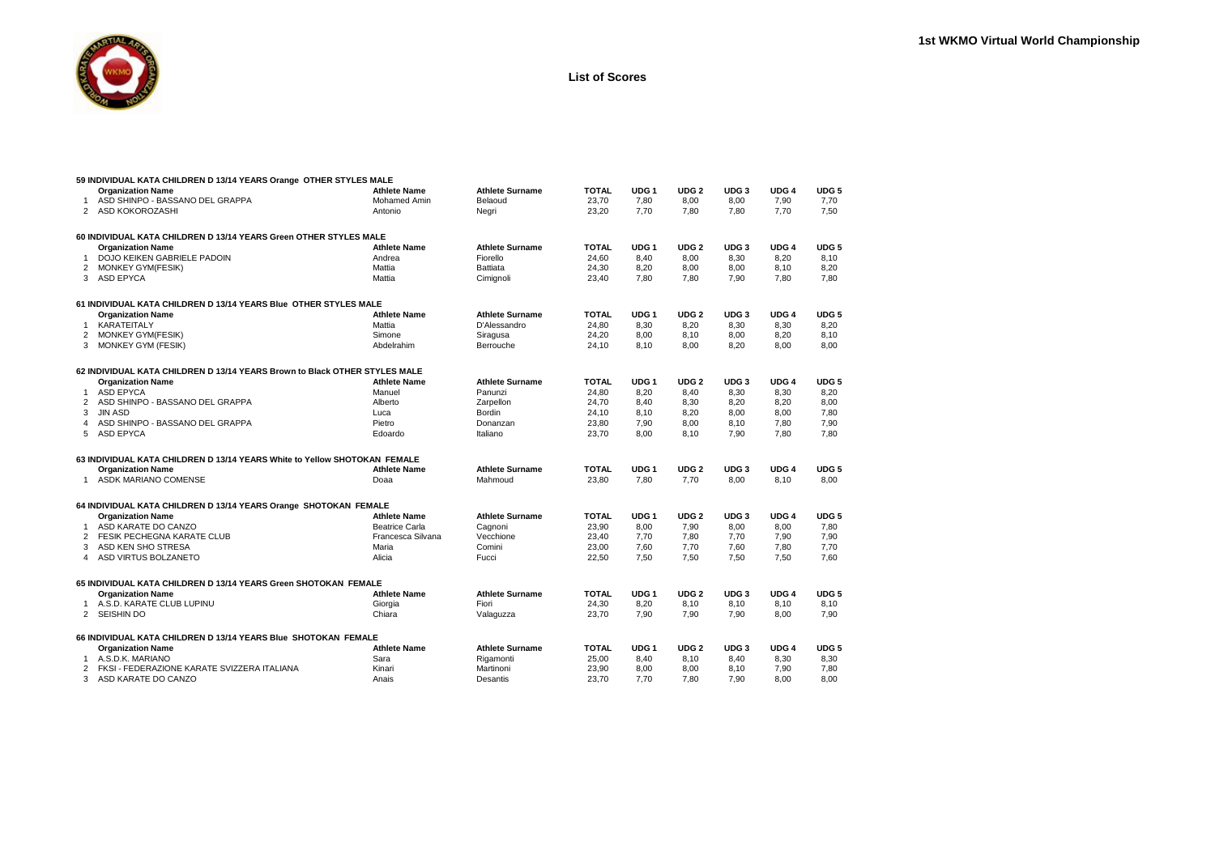**List of Scores**

**1st WKMO Virtual World Championship**

### 59 INDIVIDUAL KATA CHILDREN D 13/14 YEARS Orange OTHER STYLES MALE

| | Organization Name | Athlete Name | Athlete Surname | TOTAL | UDG 1 | UDG 2 | UDG 3 | UDG 4 | UDG 5 |
|---|---|---|---|---|---|---|---|---|---|
| 1 | ASD SHINPO - BASSANO DEL GRAPPA | Mohamed Amin | Belaoud | 23,70 | 7,80 | 8,00 | 8,00 | 7,90 | 7,70 |
| 2 | ASD KOKOROZASHI | Antonio | Negri | 23,20 | 7,70 | 7,80 | 7,80 | 7,70 | 7,50 |

### 60 INDIVIDUAL KATA CHILDREN D 13/14 YEARS Green OTHER STYLES MALE

| | Organization Name | Athlete Name | Athlete Surname | TOTAL | UDG 1 | UDG 2 | UDG 3 | UDG 4 | UDG 5 |
|---|---|---|---|---|---|---|---|---|---|
| 1 | DOJO KEIKEN GABRIELE PADOIN | Andrea | Fiorello | 24,60 | 8,40 | 8,00 | 8,30 | 8,20 | 8,10 |
| 2 | MONKEY GYM(FESIK) | Mattia | Battiata | 24,30 | 8,20 | 8,00 | 8,00 | 8,10 | 8,20 |
| 3 | ASD EPYCA | Mattia | Cimignoli | 23,40 | 7,80 | 7,80 | 7,90 | 7,80 | 7,80 |

### 61 INDIVIDUAL KATA CHILDREN D 13/14 YEARS Blue OTHER STYLES MALE

| | Organization Name | Athlete Name | Athlete Surname | TOTAL | UDG 1 | UDG 2 | UDG 3 | UDG 4 | UDG 5 |
|---|---|---|---|---|---|---|---|---|---|
| 1 | KARATEITALY | Mattia | D'Alessandro | 24,80 | 8,30 | 8,20 | 8,30 | 8,30 | 8,20 |
| 2 | MONKEY GYM(FESIK) | Simone | Siragusa | 24,20 | 8,00 | 8,10 | 8,00 | 8,20 | 8,10 |
| 3 | MONKEY GYM (FESIK) | Abdelrahim | Berrouche | 24,10 | 8,10 | 8,00 | 8,20 | 8,00 | 8,00 |

### 62 INDIVIDUAL KATA CHILDREN D 13/14 YEARS Brown to Black OTHER STYLES MALE

| | Organization Name | Athlete Name | Athlete Surname | TOTAL | UDG 1 | UDG 2 | UDG 3 | UDG 4 | UDG 5 |
|---|---|---|---|---|---|---|---|---|---|
| 1 | ASD EPYCA | Manuel | Panunzi | 24,80 | 8,20 | 8,40 | 8,30 | 8,30 | 8,20 |
| 2 | ASD SHINPO - BASSANO DEL GRAPPA | Alberto | Zarpellon | 24,70 | 8,40 | 8,30 | 8,20 | 8,20 | 8,00 |
| 3 | JIN ASD | Luca | Bordin | 24,10 | 8,10 | 8,20 | 8,00 | 8,00 | 7,80 |
| 4 | ASD SHINPO - BASSANO DEL GRAPPA | Pietro | Donanzan | 23,80 | 7,90 | 8,00 | 8,10 | 7,80 | 7,90 |
| 5 | ASD EPYCA | Edoardo | Italiano | 23,70 | 8,00 | 8,10 | 7,90 | 7,80 | 7,80 |

### 63 INDIVIDUAL KATA CHILDREN D 13/14 YEARS White to Yellow SHOTOKAN FEMALE

| | Organization Name | Athlete Name | Athlete Surname | TOTAL | UDG 1 | UDG 2 | UDG 3 | UDG 4 | UDG 5 |
|---|---|---|---|---|---|---|---|---|---|
| 1 | ASDK MARIANO COMENSE | Doaa | Mahmoud | 23,80 | 7,80 | 7,70 | 8,00 | 8,10 | 8,00 |

### 64 INDIVIDUAL KATA CHILDREN D 13/14 YEARS Orange SHOTOKAN FEMALE

| | Organization Name | Athlete Name | Athlete Surname | TOTAL | UDG 1 | UDG 2 | UDG 3 | UDG 4 | UDG 5 |
|---|---|---|---|---|---|---|---|---|---|
| 1 | ASD KARATE DO CANZO | Beatrice Carla | Cagnoni | 23,90 | 8,00 | 7,90 | 8,00 | 8,00 | 7,80 |
| 2 | FESIK PECHEGNA KARATE CLUB | Francesca Silvana | Vecchione | 23,40 | 7,70 | 7,80 | 7,70 | 7,90 | 7,90 |
| 3 | ASD KEN SHO STRESA | Maria | Comini | 23,00 | 7,60 | 7,70 | 7,60 | 7,80 | 7,70 |
| 4 | ASD VIRTUS BOLZANETO | Alicia | Fucci | 22,50 | 7,50 | 7,50 | 7,50 | 7,50 | 7,60 |

### 65 INDIVIDUAL KATA CHILDREN D 13/14 YEARS Green SHOTOKAN FEMALE

| | Organization Name | Athlete Name | Athlete Surname | TOTAL | UDG 1 | UDG 2 | UDG 3 | UDG 4 | UDG 5 |
|---|---|---|---|---|---|---|---|---|---|
| 1 | A.S.D. KARATE CLUB LUPINU | Giorgia | Fiori | 24,30 | 8,20 | 8,10 | 8,10 | 8,10 | 8,10 |
| 2 | SEISHIN DO | Chiara | Valaguzza | 23,70 | 7,90 | 7,90 | 7,90 | 8,00 | 7,90 |

### 66 INDIVIDUAL KATA CHILDREN D 13/14 YEARS Blue SHOTOKAN FEMALE

| | Organization Name | Athlete Name | Athlete Surname | TOTAL | UDG 1 | UDG 2 | UDG 3 | UDG 4 | UDG 5 |
|---|---|---|---|---|---|---|---|---|---|
| 1 | A.S.D.K. MARIANO | Sara | Rigamonti | 25,00 | 8,40 | 8,10 | 8,40 | 8,30 | 8,30 |
| 2 | FKSI - FEDERAZIONE KARATE SVIZZERA ITALIANA | Kinari | Martinoni | 23,90 | 8,00 | 8,00 | 8,10 | 7,90 | 7,80 |
| 3 | ASD KARATE DO CANZO | Anais | Desantis | 23,70 | 7,70 | 7,80 | 7,90 | 8,00 | 8,00 |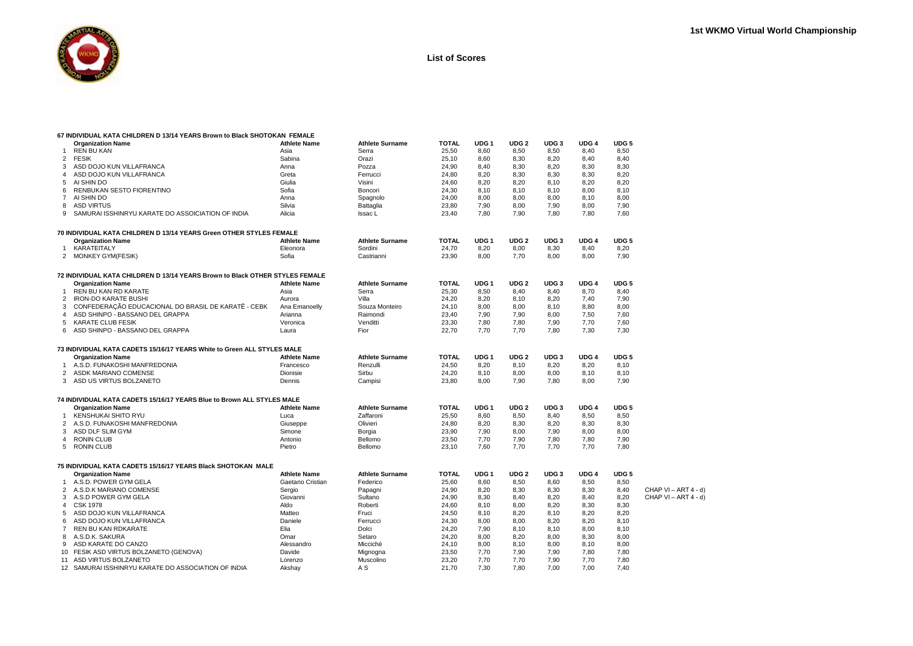# 1st WKMO Virtual World Championship

## List of Scores

### 67 INDIVIDUAL KATA CHILDREN D 13/14 YEARS Brown to Black SHOTOKAN FEMALE

| | Organization Name | Athlete Name | Athlete Surname | TOTAL | UDG 1 | UDG 2 | UDG 3 | UDG 4 | UDG 5 |
|---|---|---|---|---|---|---|---|---|---|
| 1 | REN BU KAN | Asia | Serra | 25,50 | 8,60 | 8,50 | 8,50 | 8,40 | 8,50 |
| 2 | FESIK | Sabina | Orazi | 25,10 | 8,60 | 8,30 | 8,20 | 8,40 | 8,40 |
| 3 | ASD DOJO KUN VILLAFRANCA | Anna | Pozza | 24,90 | 8,40 | 8,30 | 8,20 | 8,30 | 8,30 |
| 4 | ASD DOJO KUN VILLAFRANCA | Greta | Ferrucci | 24,80 | 8,20 | 8,30 | 8,30 | 8,30 | 8,20 |
| 5 | AI SHIN DO | Giulia | Visini | 24,60 | 8,20 | 8,20 | 8,10 | 8,20 | 8,20 |
| 6 | RENBUKAN SESTO FIORENTINO | Sofia | Boncori | 24,30 | 8,10 | 8,10 | 8,10 | 8,00 | 8,10 |
| 7 | AI SHIN DO | Anna | Spagnolo | 24,00 | 8,00 | 8,00 | 8,00 | 8,10 | 8,00 |
| 8 | ASD VIRTUS | Silvia | Battaglia | 23,80 | 7,90 | 8,00 | 7,90 | 8,00 | 7,90 |
| 9 | SAMURAI ISSHINRYU KARATE DO ASSOICIATION OF INDIA | Alicia | Issac L | 23,40 | 7,80 | 7,90 | 7,80 | 7,80 | 7,60 |

### 70 INDIVIDUAL KATA CHILDREN D 13/14 YEARS Green OTHER STYLES FEMALE

| | Organization Name | Athlete Name | Athlete Surname | TOTAL | UDG 1 | UDG 2 | UDG 3 | UDG 4 | UDG 5 |
|---|---|---|---|---|---|---|---|---|---|
| 1 | KARATEITALY | Eleonora | Sordini | 24,70 | 8,20 | 8,00 | 8,30 | 8,40 | 8,20 |
| 2 | MONKEY GYM(FESIK) | Sofia | Castrianni | 23,90 | 8,00 | 7,70 | 8,00 | 8,00 | 7,90 |

### 72 INDIVIDUAL KATA CHILDREN D 13/14 YEARS Brown to Black OTHER STYLES FEMALE

| | Organization Name | Athlete Name | Athlete Surname | TOTAL | UDG 1 | UDG 2 | UDG 3 | UDG 4 | UDG 5 |
|---|---|---|---|---|---|---|---|---|---|
| 1 | REN BU KAN RD KARATE | Asia | Serra | 25,30 | 8,50 | 8,40 | 8,40 | 8,70 | 8,40 |
| 2 | IRON-DO KARATE BUSHI | Aurora | Villa | 24,20 | 8,20 | 8,10 | 8,20 | 7,40 | 7,90 |
| 3 | CONFEDERAÇÃO EDUCACIONAL DO BRASIL DE KARATÊ - CEBK | Ana Emanoelly | Souza Monteiro | 24,10 | 8,00 | 8,00 | 8,10 | 8,80 | 8,00 |
| 4 | ASD SHINPO - BASSANO DEL GRAPPA | Arianna | Raimondi | 23,40 | 7,90 | 7,90 | 8,00 | 7,50 | 7,60 |
| 5 | KARATE CLUB FESIK | Veronica | Venditti | 23,30 | 7,80 | 7,80 | 7,90 | 7,70 | 7,60 |
| 6 | ASD SHINPO - BASSANO DEL GRAPPA | Laura | Fior | 22,70 | 7,70 | 7,70 | 7,80 | 7,30 | 7,30 |

### 73 INDIVIDUAL KATA CADETS 15/16/17 YEARS White to Green ALL STYLES MALE

| | Organization Name | Athlete Name | Athlete Surname | TOTAL | UDG 1 | UDG 2 | UDG 3 | UDG 4 | UDG 5 |
|---|---|---|---|---|---|---|---|---|---|
| 1 | A.S.D. FUNAKOSHI MANFREDONIA | Francesco | Renzulli | 24,50 | 8,20 | 8,10 | 8,20 | 8,20 | 8,10 |
| 2 | ASDK MARIANO COMENSE | Dionisie | Sirbu | 24,20 | 8,10 | 8,00 | 8,00 | 8,10 | 8,10 |
| 3 | ASD US VIRTUS BOLZANETO | Dennis | Campisi | 23,80 | 8,00 | 7,90 | 7,80 | 8,00 | 7,90 |

### 74 INDIVIDUAL KATA CADETS 15/16/17 YEARS Blue to Brown ALL STYLES MALE

| | Organization Name | Athlete Name | Athlete Surname | TOTAL | UDG 1 | UDG 2 | UDG 3 | UDG 4 | UDG 5 |
|---|---|---|---|---|---|---|---|---|---|
| 1 | KENSHUKAI SHITO RYU | Luca | Zaffaroni | 25,50 | 8,60 | 8,50 | 8,40 | 8,50 | 8,50 |
| 2 | A.S.D. FUNAKOSHI MANFREDONIA | Giuseppe | Olivieri | 24,80 | 8,20 | 8,30 | 8,20 | 8,30 | 8,30 |
| 3 | ASD DLF SLIM GYM | Simone | Borgia | 23,90 | 7,90 | 8,00 | 7,90 | 8,00 | 8,00 |
| 4 | RONIN CLUB | Antonio | Bellomo | 23,50 | 7,70 | 7,90 | 7,80 | 7,80 | 7,90 |
| 5 | RONIN CLUB | Pietro | Bellomo | 23,10 | 7,60 | 7,70 | 7,70 | 7,70 | 7,80 |

### 75 INDIVIDUAL KATA CADETS 15/16/17 YEARS Black SHOTOKAN MALE

| | Organization Name | Athlete Name | Athlete Surname | TOTAL | UDG 1 | UDG 2 | UDG 3 | UDG 4 | UDG 5 | |
|---|---|---|---|---|---|---|---|---|---|---|
| 1 | A.S.D. POWER GYM GELA | Gaetano Cristian | Federico | 25,60 | 8,60 | 8,50 | 8,60 | 8,50 | 8,50 | |
| 2 | A.S.D.K MARIANO COMENSE | Sergio | Papagni | 24,90 | 8,20 | 8,30 | 8,30 | 8,30 | 8,40 | CHAP VI – ART 4 - d) |
| 3 | A.S.D POWER GYM GELA | Giovanni | Sultano | 24,90 | 8,30 | 8,40 | 8,20 | 8,40 | 8,20 | CHAP VI – ART 4 - d) |
| 4 | CSK 1978 | Aldo | Roberti | 24,60 | 8,10 | 8,00 | 8,20 | 8,30 | 8,30 | |
| 5 | ASD DOJO KUN VILLAFRANCA | Matteo | Fruci | 24,50 | 8,10 | 8,20 | 8,10 | 8,20 | 8,20 | |
| 6 | ASD DOJO KUN VILLAFRANCA | Daniele | Ferrucci | 24,30 | 8,00 | 8,00 | 8,20 | 8,20 | 8,10 | |
| 7 | REN BU KAN RDKARATE | Elia | Dolci | 24,20 | 7,90 | 8,10 | 8,10 | 8,00 | 8,10 | |
| 8 | A.S.D.K. SAKURA | Omar | Setaro | 24,20 | 8,00 | 8,20 | 8,00 | 8,30 | 8,00 | |
| 9 | ASD KARATE DO CANZO | Alessandro | Micciché | 24,10 | 8,00 | 8,10 | 8,00 | 8,10 | 8,00 | |
| 10 | FESIK ASD VIRTUS BOLZANETO (GENOVA) | Davide | Mignogna | 23,50 | 7,70 | 7,90 | 7,90 | 7,80 | 7,80 | |
| 11 | ASD VIRTUS BOLZANETO | Lorenzo | Muscolino | 23,20 | 7,70 | 7,70 | 7,90 | 7,70 | 7,80 | |
| 12 | SAMURAI ISSHINRYU KARATE DO ASSOCIATION OF INDIA | Akshay | A S | 21,70 | 7,30 | 7,80 | 7,00 | 7,00 | 7,40 | |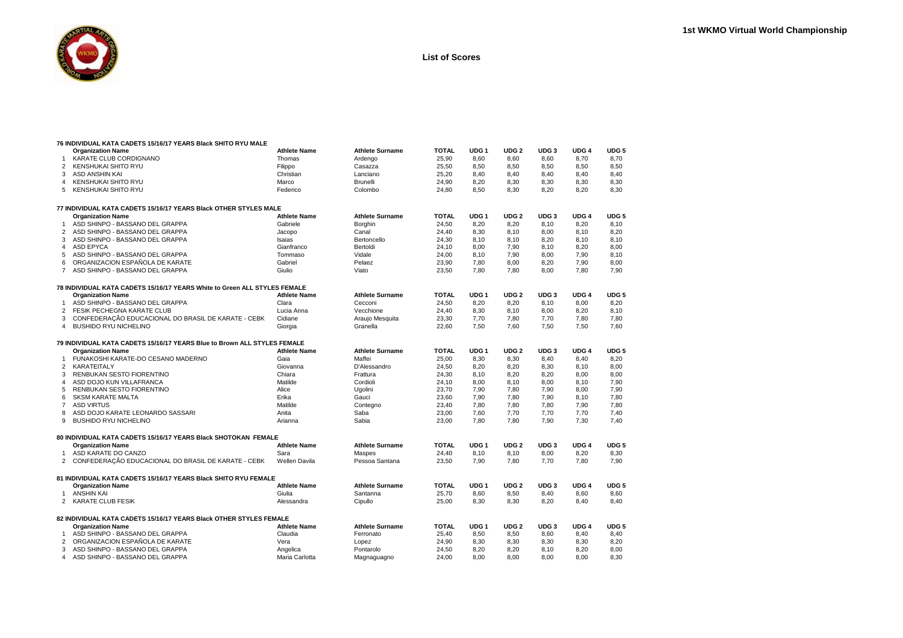**1st WKMO Virtual World Championship**

## List of Scores

### 76 INDIVIDUAL KATA CADETS 15/16/17 YEARS Black SHITO RYU MALE

| | Organization Name | Athlete Name | Athlete Surname | TOTAL | UDG 1 | UDG 2 | UDG 3 | UDG 4 | UDG 5 |
|---|---|---|---|---|---|---|---|---|---|
| 1 | KARATE CLUB CORDIGNANO | Thomas | Ardengo | 25,90 | 8,60 | 8,60 | 8,60 | 8,70 | 8,70 |
| 2 | KENSHUKAI SHITO RYU | Filippo | Casazza | 25,50 | 8,50 | 8,50 | 8,50 | 8,50 | 8,50 |
| 3 | ASD ANSHIN KAI | Christian | Lanciano | 25,20 | 8,40 | 8,40 | 8,40 | 8,40 | 8,40 |
| 4 | KENSHUKAI SHITO RYU | Marco | Brunelli | 24,90 | 8,20 | 8,30 | 8,30 | 8,30 | 8,30 |
| 5 | KENSHUKAI SHITO RYU | Federico | Colombo | 24,80 | 8,50 | 8,30 | 8,20 | 8,20 | 8,30 |

### 77 INDIVIDUAL KATA CADETS 15/16/17 YEARS Black OTHER STYLES MALE

| | Organization Name | Athlete Name | Athlete Surname | TOTAL | UDG 1 | UDG 2 | UDG 3 | UDG 4 | UDG 5 |
|---|---|---|---|---|---|---|---|---|---|
| 1 | ASD SHINPO - BASSANO DEL GRAPPA | Gabriele | Borghin | 24,50 | 8,20 | 8,20 | 8,10 | 8,20 | 8,10 |
| 2 | ASD SHINPO - BASSANO DEL GRAPPA | Jacopo | Canal | 24,40 | 8,30 | 8,10 | 8,00 | 8,10 | 8,20 |
| 3 | ASD SHINPO - BASSANO DEL GRAPPA | Isaias | Bertoncello | 24,30 | 8,10 | 8,10 | 8,20 | 8,10 | 8,10 |
| 4 | ASD EPYCA | Gianfranco | Bertoldi | 24,10 | 8,00 | 7,90 | 8,10 | 8,20 | 8,00 |
| 5 | ASD SHINPO - BASSANO DEL GRAPPA | Tommaso | Vidale | 24,00 | 8,10 | 7,90 | 8,00 | 7,90 | 8,10 |
| 6 | ORGANIZACION ESPAÑOLA DE KARATE | Gabriel | Pelaez | 23,90 | 7,80 | 8,00 | 8,20 | 7,90 | 8,00 |
| 7 | ASD SHINPO - BASSANO DEL GRAPPA | Giulio | Viato | 23,50 | 7,80 | 7,80 | 8,00 | 7,80 | 7,90 |

### 78 INDIVIDUAL KATA CADETS 15/16/17 YEARS White to Green ALL STYLES FEMALE

| | Organization Name | Athlete Name | Athlete Surname | TOTAL | UDG 1 | UDG 2 | UDG 3 | UDG 4 | UDG 5 |
|---|---|---|---|---|---|---|---|---|---|
| 1 | ASD SHINPO - BASSANO DEL GRAPPA | Clara | Cecconi | 24,50 | 8,20 | 8,20 | 8,10 | 8,00 | 8,20 |
| 2 | FESIK PECHEGNA KARATE CLUB | Lucia Anna | Vecchione | 24,40 | 8,30 | 8,10 | 8,00 | 8,20 | 8,10 |
| 3 | CONFEDERAÇÃO EDUCACIONAL DO BRASIL DE KARATE - CEBK | Cidiane | Araujo Mesquita | 23,30 | 7,70 | 7,80 | 7,70 | 7,80 | 7,80 |
| 4 | BUSHIDO RYU NICHELINO | Giorgia | Granella | 22,60 | 7,50 | 7,60 | 7,50 | 7,50 | 7,60 |

### 79 INDIVIDUAL KATA CADETS 15/16/17 YEARS Blue to Brown ALL STYLES FEMALE

| | Organization Name | Athlete Name | Athlete Surname | TOTAL | UDG 1 | UDG 2 | UDG 3 | UDG 4 | UDG 5 |
|---|---|---|---|---|---|---|---|---|---|
| 1 | FUNAKOSHI KARATE-DO CESANO MADERNO | Gaia | Maffei | 25,00 | 8,30 | 8,30 | 8,40 | 8,40 | 8,20 |
| 2 | KARATEITALY | Giovanna | D'Alessandro | 24,50 | 8,20 | 8,20 | 8,30 | 8,10 | 8,00 |
| 3 | RENBUKAN SESTO FIORENTINO | Chiara | Frattura | 24,30 | 8,10 | 8,20 | 8,20 | 8,00 | 8,00 |
| 4 | ASD DOJO KUN VILLAFRANCA | Matilde | Cordioli | 24,10 | 8,00 | 8,10 | 8,00 | 8,10 | 7,90 |
| 5 | RENBUKAN SESTO FIORENTINO | Alice | Ugolini | 23,70 | 7,90 | 7,80 | 7,90 | 8,00 | 7,90 |
| 6 | SKSM KARATE MALTA | Erika | Gauci | 23,60 | 7,90 | 7,80 | 7,90 | 8,10 | 7,80 |
| 7 | ASD VIRTUS | Matilde | Contegno | 23,40 | 7,80 | 7,80 | 7,80 | 7,90 | 7,80 |
| 8 | ASD DOJO KARATE LEONARDO SASSARI | Anita | Saba | 23,00 | 7,60 | 7,70 | 7,70 | 7,70 | 7,40 |
| 9 | BUSHIDO RYU NICHELINO | Arianna | Sabia | 23,00 | 7,80 | 7,80 | 7,90 | 7,30 | 7,40 |

### 80 INDIVIDUAL KATA CADETS 15/16/17 YEARS Black SHOTOKAN FEMALE

| | Organization Name | Athlete Name | Athlete Surname | TOTAL | UDG 1 | UDG 2 | UDG 3 | UDG 4 | UDG 5 |
|---|---|---|---|---|---|---|---|---|---|
| 1 | ASD KARATE DO CANZO | Sara | Maspes | 24,40 | 8,10 | 8,10 | 8,00 | 8,20 | 8,30 |
| 2 | CONFEDERAÇÃO EDUCACIONAL DO BRASIL DE KARATE - CEBK | Wellen Davila | Pessoa Santana | 23,50 | 7,90 | 7,80 | 7,70 | 7,80 | 7,90 |

### 81 INDIVIDUAL KATA CADETS 15/16/17 YEARS Black SHITO RYU FEMALE

| | Organization Name | Athlete Name | Athlete Surname | TOTAL | UDG 1 | UDG 2 | UDG 3 | UDG 4 | UDG 5 |
|---|---|---|---|---|---|---|---|---|---|
| 1 | ANSHIN KAI | Giulia | Santanna | 25,70 | 8,60 | 8,50 | 8,40 | 8,60 | 8,60 |
| 2 | KARATE CLUB FESIK | Alessandra | Cipullo | 25,00 | 8,30 | 8,30 | 8,20 | 8,40 | 8,40 |

### 82 INDIVIDUAL KATA CADETS 15/16/17 YEARS Black OTHER STYLES FEMALE

| | Organization Name | Athlete Name | Athlete Surname | TOTAL | UDG 1 | UDG 2 | UDG 3 | UDG 4 | UDG 5 |
|---|---|---|---|---|---|---|---|---|---|
| 1 | ASD SHINPO - BASSANO DEL GRAPPA | Claudia | Ferronato | 25,40 | 8,50 | 8,50 | 8,60 | 8,40 | 8,40 |
| 2 | ORGANIZACION ESPAÑOLA DE KARATE | Vera | Lopez | 24,90 | 8,30 | 8,30 | 8,30 | 8,30 | 8,20 |
| 3 | ASD SHINPO - BASSANO DEL GRAPPA | Angelica | Pontarolo | 24,50 | 8,20 | 8,20 | 8,10 | 8,20 | 8,00 |
| 4 | ASD SHINPO - BASSANO DEL GRAPPA | Maria Carlotta | Magnaguagno | 24,00 | 8,00 | 8,00 | 8,00 | 8,00 | 8,30 |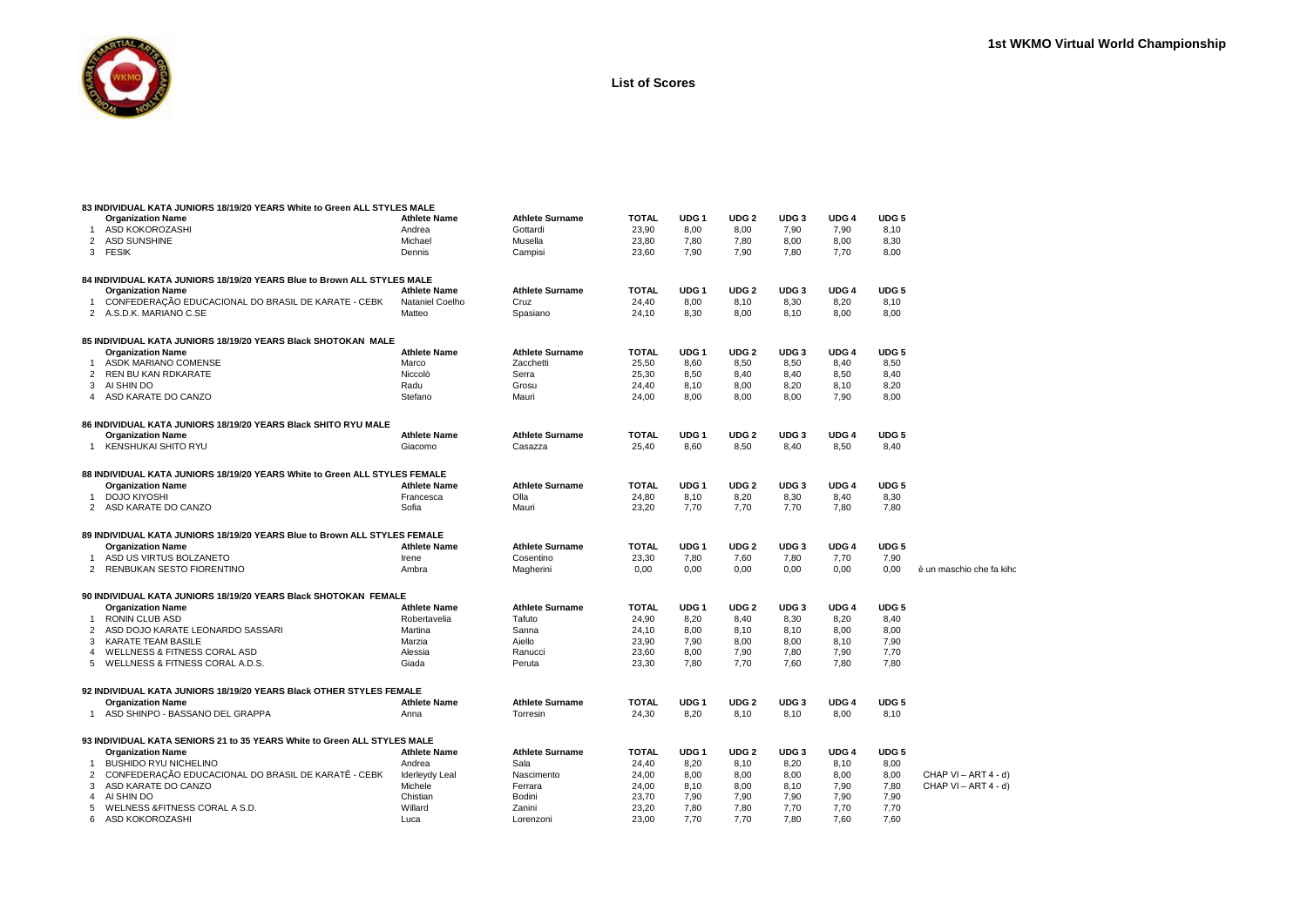**List of Scores**

### 83 INDIVIDUAL KATA JUNIORS 18/19/20 YEARS White to Green ALL STYLES MALE

| | Organization Name | Athlete Name | Athlete Surname | TOTAL | UDG 1 | UDG 2 | UDG 3 | UDG 4 | UDG 5 | |
|---|---|---|---|---|---|---|---|---|---|---|
| 1 | ASD KOKOROZASHI | Andrea | Gottardi | 23,90 | 8,00 | 8,00 | 7,90 | 7,90 | 8,10 | |
| 2 | ASD SUNSHINE | Michael | Musella | 23,80 | 7,80 | 7,80 | 8,00 | 8,00 | 8,30 | |
| 3 | FESIK | Dennis | Campisi | 23,60 | 7,90 | 7,90 | 7,80 | 7,70 | 8,00 | |

### 84 INDIVIDUAL KATA JUNIORS 18/19/20 YEARS Blue to Brown ALL STYLES MALE

| | Organization Name | Athlete Name | Athlete Surname | TOTAL | UDG 1 | UDG 2 | UDG 3 | UDG 4 | UDG 5 | |
|---|---|---|---|---|---|---|---|---|---|---|
| 1 | CONFEDERAÇÃO EDUCACIONAL DO BRASIL DE KARATE - CEBK | Nataniel Coelho | Cruz | 24,40 | 8,00 | 8,10 | 8,30 | 8,20 | 8,10 | |
| 2 | A.S.D.K. MARIANO C.SE | Matteo | Spasiano | 24,10 | 8,30 | 8,00 | 8,10 | 8,00 | 8,00 | |

### 85 INDIVIDUAL KATA JUNIORS 18/19/20 YEARS Black SHOTOKAN MALE

| | Organization Name | Athlete Name | Athlete Surname | TOTAL | UDG 1 | UDG 2 | UDG 3 | UDG 4 | UDG 5 | |
|---|---|---|---|---|---|---|---|---|---|---|
| 1 | ASDK MARIANO COMENSE | Marco | Zacchetti | 25,50 | 8,60 | 8,50 | 8,50 | 8,40 | 8,50 | |
| 2 | REN BU KAN RDKARATE | Niccolò | Serra | 25,30 | 8,50 | 8,40 | 8,40 | 8,50 | 8,40 | |
| 3 | AI SHIN DO | Radu | Grosu | 24,40 | 8,10 | 8,00 | 8,20 | 8,10 | 8,20 | |
| 4 | ASD KARATE DO CANZO | Stefano | Mauri | 24,00 | 8,00 | 8,00 | 8,00 | 7,90 | 8,00 | |

### 86 INDIVIDUAL KATA JUNIORS 18/19/20 YEARS Black SHITO RYU MALE

| | Organization Name | Athlete Name | Athlete Surname | TOTAL | UDG 1 | UDG 2 | UDG 3 | UDG 4 | UDG 5 | |
|---|---|---|---|---|---|---|---|---|---|---|
| 1 | KENSHUKAI SHITO RYU | Giacomo | Casazza | 25,40 | 8,60 | 8,50 | 8,40 | 8,50 | 8,40 | |

### 88 INDIVIDUAL KATA JUNIORS 18/19/20 YEARS White to Green ALL STYLES FEMALE

| | Organization Name | Athlete Name | Athlete Surname | TOTAL | UDG 1 | UDG 2 | UDG 3 | UDG 4 | UDG 5 | |
|---|---|---|---|---|---|---|---|---|---|---|
| 1 | DOJO KIYOSHI | Francesca | Olla | 24,80 | 8,10 | 8,20 | 8,30 | 8,40 | 8,30 | |
| 2 | ASD KARATE DO CANZO | Sofia | Mauri | 23,20 | 7,70 | 7,70 | 7,70 | 7,80 | 7,80 | |

### 89 INDIVIDUAL KATA JUNIORS 18/19/20 YEARS Blue to Brown ALL STYLES FEMALE

| | Organization Name | Athlete Name | Athlete Surname | TOTAL | UDG 1 | UDG 2 | UDG 3 | UDG 4 | UDG 5 | |
|---|---|---|---|---|---|---|---|---|---|---|
| 1 | ASD US VIRTUS BOLZANETO | Irene | Cosentino | 23,30 | 7,80 | 7,60 | 7,80 | 7,70 | 7,90 | |
| 2 | RENBUKAN SESTO FIORENTINO | Ambra | Magherini | 0,00 | 0,00 | 0,00 | 0,00 | 0,00 | 0,00 | è un maschio che fa kihc |

### 90 INDIVIDUAL KATA JUNIORS 18/19/20 YEARS Black SHOTOKAN FEMALE

| | Organization Name | Athlete Name | Athlete Surname | TOTAL | UDG 1 | UDG 2 | UDG 3 | UDG 4 | UDG 5 | |
|---|---|---|---|---|---|---|---|---|---|---|
| 1 | RONIN CLUB ASD | Robertavelia | Tafuto | 24,90 | 8,20 | 8,40 | 8,30 | 8,20 | 8,40 | |
| 2 | ASD DOJO KARATE LEONARDO SASSARI | Martina | Sanna | 24,10 | 8,00 | 8,10 | 8,10 | 8,00 | 8,00 | |
| 3 | KARATE TEAM BASILE | Marzia | Aiello | 23,90 | 7,90 | 8,00 | 8,00 | 8,10 | 7,90 | |
| 4 | WELLNESS & FITNESS CORAL ASD | Alessia | Ranucci | 23,60 | 8,00 | 7,90 | 7,80 | 7,90 | 7,70 | |
| 5 | WELLNESS & FITNESS CORAL A.D.S. | Giada | Peruta | 23,30 | 7,80 | 7,70 | 7,60 | 7,80 | 7,80 | |

### 92 INDIVIDUAL KATA JUNIORS 18/19/20 YEARS Black OTHER STYLES FEMALE

| | Organization Name | Athlete Name | Athlete Surname | TOTAL | UDG 1 | UDG 2 | UDG 3 | UDG 4 | UDG 5 | |
|---|---|---|---|---|---|---|---|---|---|---|
| 1 | ASD SHINPO - BASSANO DEL GRAPPA | Anna | Torresin | 24,30 | 8,20 | 8,10 | 8,10 | 8,00 | 8,10 | |

### 93 INDIVIDUAL KATA SENIORS 21 to 35 YEARS White to Green ALL STYLES MALE

| | Organization Name | Athlete Name | Athlete Surname | TOTAL | UDG 1 | UDG 2 | UDG 3 | UDG 4 | UDG 5 | |
|---|---|---|---|---|---|---|---|---|---|---|
| 1 | BUSHIDO RYU NICHELINO | Andrea | Sala | 24,40 | 8,20 | 8,10 | 8,20 | 8,10 | 8,00 | |
| 2 | CONFEDERAÇÃO EDUCACIONAL DO BRASIL DE KARATÊ - CEBK | Iderleydy Leal | Nascimento | 24,00 | 8,00 | 8,00 | 8,00 | 8,00 | 8,00 | CHAP VI – ART 4 - d) |
| 3 | ASD KARATE DO CANZO | Michele | Ferrara | 24,00 | 8,10 | 8,00 | 8,10 | 7,90 | 7,80 | CHAP VI – ART 4 - d) |
| 4 | AI SHIN DO | Chistian | Bodini | 23,70 | 7,90 | 7,90 | 7,90 | 7,90 | 7,90 | |
| 5 | WELNESS &FITNESS CORAL A S.D. | Willard | Zanini | 23,20 | 7,80 | 7,80 | 7,70 | 7,70 | 7,70 | |
| 6 | ASD KOKOROZASHI | Luca | Lorenzoni | 23,00 | 7,70 | 7,70 | 7,80 | 7,60 | 7,60 | |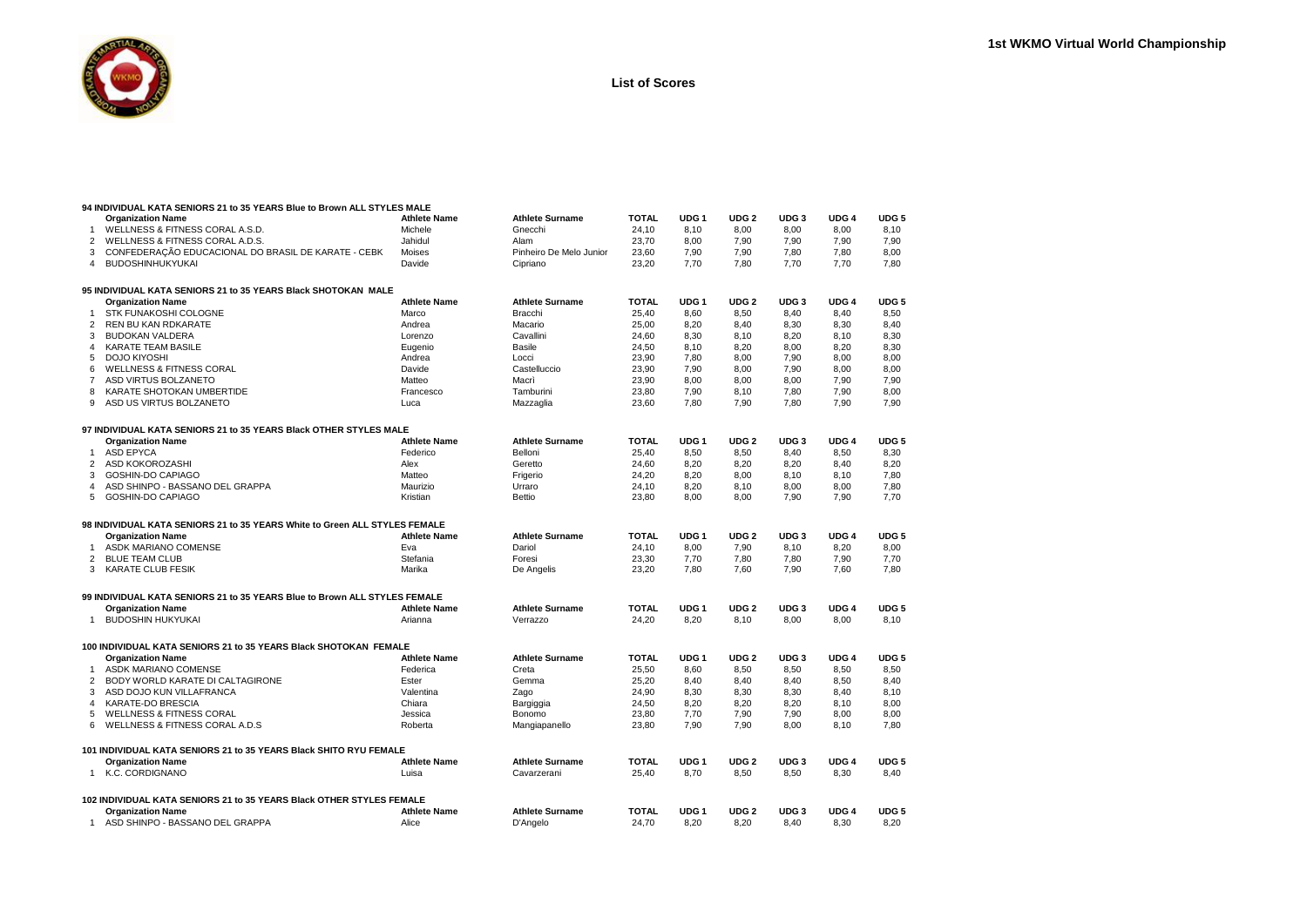# 1st WKMO Virtual World Championship

## List of Scores

### 94 INDIVIDUAL KATA SENIORS 21 to 35 YEARS Blue to Brown ALL STYLES MALE

| | Organization Name | Athlete Name | Athlete Surname | TOTAL | UDG 1 | UDG 2 | UDG 3 | UDG 4 | UDG 5 |
|---|---|---|---|---|---|---|---|---|---|
| 1 | WELLNESS & FITNESS CORAL A.S.D. | Michele | Gnecchi | 24,10 | 8,10 | 8,00 | 8,00 | 8,00 | 8,10 |
| 2 | WELLNESS & FITNESS CORAL A.D.S. | Jahidul | Alam | 23,70 | 8,00 | 7,90 | 7,90 | 7,90 | 7,90 |
| 3 | CONFEDERAÇÃO EDUCACIONAL DO BRASIL DE KARATE - CEBK | Moises | Pinheiro De Melo Junior | 23,60 | 7,90 | 7,90 | 7,80 | 7,80 | 8,00 |
| 4 | BUDOSHINHUKYUKAI | Davide | Cipriano | 23,20 | 7,70 | 7,80 | 7,70 | 7,70 | 7,80 |

### 95 INDIVIDUAL KATA SENIORS 21 to 35 YEARS Black SHOTOKAN MALE

| | Organization Name | Athlete Name | Athlete Surname | TOTAL | UDG 1 | UDG 2 | UDG 3 | UDG 4 | UDG 5 |
|---|---|---|---|---|---|---|---|---|---|
| 1 | STK FUNAKOSHI COLOGNE | Marco | Bracchi | 25,40 | 8,60 | 8,50 | 8,40 | 8,40 | 8,50 |
| 2 | REN BU KAN RDKARATE | Andrea | Macario | 25,00 | 8,20 | 8,40 | 8,30 | 8,30 | 8,40 |
| 3 | BUDOKAN VALDERA | Lorenzo | Cavallini | 24,60 | 8,30 | 8,10 | 8,20 | 8,10 | 8,30 |
| 4 | KARATE TEAM BASILE | Eugenio | Basile | 24,50 | 8,10 | 8,20 | 8,00 | 8,20 | 8,30 |
| 5 | DOJO KIYOSHI | Andrea | Locci | 23,90 | 7,80 | 8,00 | 7,90 | 8,00 | 8,00 |
| 6 | WELLNESS & FITNESS CORAL | Davide | Castelluccio | 23,90 | 7,90 | 8,00 | 7,90 | 8,00 | 8,00 |
| 7 | ASD VIRTUS BOLZANETO | Matteo | Macrì | 23,90 | 8,00 | 8,00 | 8,00 | 7,90 | 7,90 |
| 8 | KARATE SHOTOKAN UMBERTIDE | Francesco | Tamburini | 23,80 | 7,90 | 8,10 | 7,80 | 7,90 | 8,00 |
| 9 | ASD US VIRTUS BOLZANETO | Luca | Mazzaglia | 23,60 | 7,80 | 7,90 | 7,80 | 7,90 | 7,90 |

### 97 INDIVIDUAL KATA SENIORS 21 to 35 YEARS Black OTHER STYLES MALE

| | Organization Name | Athlete Name | Athlete Surname | TOTAL | UDG 1 | UDG 2 | UDG 3 | UDG 4 | UDG 5 |
|---|---|---|---|---|---|---|---|---|---|
| 1 | ASD EPYCA | Federico | Belloni | 25,40 | 8,50 | 8,50 | 8,40 | 8,50 | 8,30 |
| 2 | ASD KOKOROZASHI | Alex | Geretto | 24,60 | 8,20 | 8,20 | 8,20 | 8,40 | 8,20 |
| 3 | GOSHIN-DO CAPIAGO | Matteo | Frigerio | 24,20 | 8,20 | 8,00 | 8,10 | 8,10 | 7,80 |
| 4 | ASD SHINPO - BASSANO DEL GRAPPA | Maurizio | Urraro | 24,10 | 8,20 | 8,10 | 8,00 | 8,00 | 7,80 |
| 5 | GOSHIN-DO CAPIAGO | Kristian | Bettio | 23,80 | 8,00 | 8,00 | 7,90 | 7,90 | 7,70 |

### 98 INDIVIDUAL KATA SENIORS 21 to 35 YEARS White to Green ALL STYLES FEMALE

| | Organization Name | Athlete Name | Athlete Surname | TOTAL | UDG 1 | UDG 2 | UDG 3 | UDG 4 | UDG 5 |
|---|---|---|---|---|---|---|---|---|---|
| 1 | ASDK MARIANO COMENSE | Eva | Dariol | 24,10 | 8,00 | 7,90 | 8,10 | 8,20 | 8,00 |
| 2 | BLUE TEAM CLUB | Stefania | Foresi | 23,30 | 7,70 | 7,80 | 7,80 | 7,90 | 7,70 |
| 3 | KARATE CLUB FESIK | Marika | De Angelis | 23,20 | 7,80 | 7,60 | 7,90 | 7,60 | 7,80 |

### 99 INDIVIDUAL KATA SENIORS 21 to 35 YEARS Blue to Brown ALL STYLES FEMALE

| | Organization Name | Athlete Name | Athlete Surname | TOTAL | UDG 1 | UDG 2 | UDG 3 | UDG 4 | UDG 5 |
|---|---|---|---|---|---|---|---|---|---|
| 1 | BUDOSHIN HUKYUKAI | Arianna | Verrazzo | 24,20 | 8,20 | 8,10 | 8,00 | 8,00 | 8,10 |

### 100 INDIVIDUAL KATA SENIORS 21 to 35 YEARS Black SHOTOKAN FEMALE

| | Organization Name | Athlete Name | Athlete Surname | TOTAL | UDG 1 | UDG 2 | UDG 3 | UDG 4 | UDG 5 |
|---|---|---|---|---|---|---|---|---|---|
| 1 | ASDK MARIANO COMENSE | Federica | Creta | 25,50 | 8,60 | 8,50 | 8,50 | 8,50 | 8,50 |
| 2 | BODY WORLD KARATE DI CALTAGIRONE | Ester | Gemma | 25,20 | 8,40 | 8,40 | 8,40 | 8,50 | 8,40 |
| 3 | ASD DOJO KUN VILLAFRANCA | Valentina | Zago | 24,90 | 8,30 | 8,30 | 8,30 | 8,40 | 8,10 |
| 4 | KARATE-DO BRESCIA | Chiara | Bargiggia | 24,50 | 8,20 | 8,20 | 8,20 | 8,10 | 8,00 |
| 5 | WELLNESS & FITNESS CORAL | Jessica | Bonomo | 23,80 | 7,70 | 7,90 | 7,90 | 8,00 | 8,00 |
| 6 | WELLNESS & FITNESS CORAL A.D.S | Roberta | Mangiapanello | 23,80 | 7,90 | 7,90 | 8,00 | 8,10 | 7,80 |

### 101 INDIVIDUAL KATA SENIORS 21 to 35 YEARS Black SHITO RYU FEMALE

| | Organization Name | Athlete Name | Athlete Surname | TOTAL | UDG 1 | UDG 2 | UDG 3 | UDG 4 | UDG 5 |
|---|---|---|---|---|---|---|---|---|---|
| 1 | K.C. CORDIGNANO | Luisa | Cavarzerani | 25,40 | 8,70 | 8,50 | 8,50 | 8,30 | 8,40 |

### 102 INDIVIDUAL KATA SENIORS 21 to 35 YEARS Black OTHER STYLES FEMALE

| | Organization Name | Athlete Name | Athlete Surname | TOTAL | UDG 1 | UDG 2 | UDG 3 | UDG 4 | UDG 5 |
|---|---|---|---|---|---|---|---|---|---|
| 1 | ASD SHINPO - BASSANO DEL GRAPPA | Alice | D'Angelo | 24,70 | 8,20 | 8,20 | 8,40 | 8,30 | 8,20 |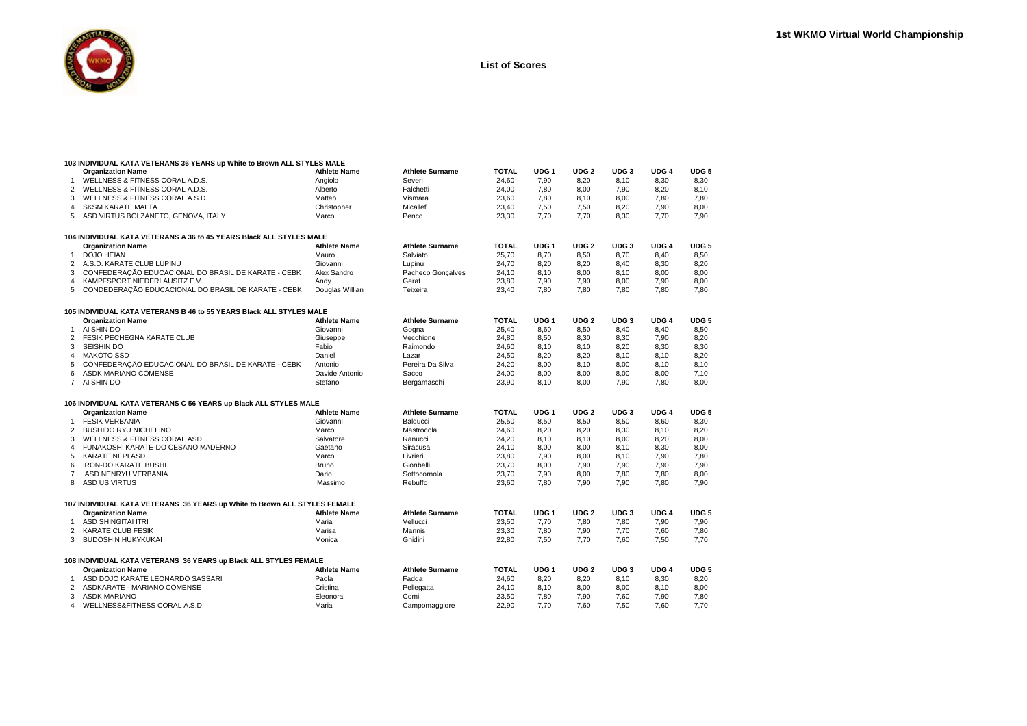# 1st WKMO Virtual World Championship

## List of Scores

### 103 INDIVIDUAL KATA VETERANS 36 YEARS up White to Brown ALL STYLES MALE

| | Organization Name | Athlete Name | Athlete Surname | TOTAL | UDG 1 | UDG 2 | UDG 3 | UDG 4 | UDG 5 |
|---|---|---|---|---|---|---|---|---|---|
| 1 | WELLNESS & FITNESS CORAL A.D.S. | Angiolo | Severi | 24,60 | 7,90 | 8,20 | 8,10 | 8,30 | 8,30 |
| 2 | WELLNESS & FITNESS CORAL A.D.S. | Alberto | Falchetti | 24,00 | 7,80 | 8,00 | 7,90 | 8,20 | 8,10 |
| 3 | WELLNESS & FITNESS CORAL A.S.D. | Matteo | Vismara | 23,60 | 7,80 | 8,10 | 8,00 | 7,80 | 7,80 |
| 4 | SKSM KARATE MALTA | Christopher | Micallef | 23,40 | 7,50 | 7,50 | 8,20 | 7,90 | 8,00 |
| 5 | ASD VIRTUS BOLZANETO, GENOVA, ITALY | Marco | Penco | 23,30 | 7,70 | 7,70 | 8,30 | 7,70 | 7,90 |

### 104 INDIVIDUAL KATA VETERANS A 36 to 45 YEARS Black ALL STYLES MALE

| | Organization Name | Athlete Name | Athlete Surname | TOTAL | UDG 1 | UDG 2 | UDG 3 | UDG 4 | UDG 5 |
|---|---|---|---|---|---|---|---|---|---|
| 1 | DOJO HEIAN | Mauro | Salviato | 25,70 | 8,70 | 8,50 | 8,70 | 8,40 | 8,50 |
| 2 | A.S.D. KARATE CLUB LUPINU | Giovanni | Lupinu | 24,70 | 8,20 | 8,20 | 8,40 | 8,30 | 8,20 |
| 3 | CONFEDERAÇÃO EDUCACIONAL DO BRASIL DE KARATE - CEBK | Alex Sandro | Pacheco Gonçalves | 24,10 | 8,10 | 8,00 | 8,10 | 8,00 | 8,00 |
| 4 | KAMPFSPORT NIEDERLAUSITZ E.V. | Andy | Gerat | 23,80 | 7,90 | 7,90 | 8,00 | 7,90 | 8,00 |
| 5 | CONDEDERAÇÃO EDUCACIONAL DO BRASIL DE KARATE - CEBK | Douglas Willian | Teixeira | 23,40 | 7,80 | 7,80 | 7,80 | 7,80 | 7,80 |

### 105 INDIVIDUAL KATA VETERANS B 46 to 55 YEARS Black ALL STYLES MALE

| | Organization Name | Athlete Name | Athlete Surname | TOTAL | UDG 1 | UDG 2 | UDG 3 | UDG 4 | UDG 5 |
|---|---|---|---|---|---|---|---|---|---|
| 1 | AI SHIN DO | Giovanni | Gogna | 25,40 | 8,60 | 8,50 | 8,40 | 8,40 | 8,50 |
| 2 | FESIK PECHEGNA KARATE CLUB | Giuseppe | Vecchione | 24,80 | 8,50 | 8,30 | 8,30 | 7,90 | 8,20 |
| 3 | SEISHIN DO | Fabio | Raimondo | 24,60 | 8,10 | 8,10 | 8,20 | 8,30 | 8,30 |
| 4 | MAKOTO SSD | Daniel | Lazar | 24,50 | 8,20 | 8,20 | 8,10 | 8,10 | 8,20 |
| 5 | CONFEDERAÇÃO EDUCACIONAL DO BRASIL DE KARATE - CEBK | Antonio | Pereira Da Silva | 24,20 | 8,00 | 8,10 | 8,00 | 8,10 | 8,10 |
| 6 | ASDK MARIANO COMENSE | Davide Antonio | Sacco | 24,00 | 8,00 | 8,00 | 8,00 | 8,00 | 7,10 |
| 7 | AI SHIN DO | Stefano | Bergamaschi | 23,90 | 8,10 | 8,00 | 7,90 | 7,80 | 8,00 |

### 106 INDIVIDUAL KATA VETERANS C 56 YEARS up Black ALL STYLES MALE

| | Organization Name | Athlete Name | Athlete Surname | TOTAL | UDG 1 | UDG 2 | UDG 3 | UDG 4 | UDG 5 |
|---|---|---|---|---|---|---|---|---|---|
| 1 | FESIK VERBANIA | Giovanni | Balducci | 25,50 | 8,50 | 8,50 | 8,50 | 8,60 | 8,30 |
| 2 | BUSHIDO RYU NICHELINO | Marco | Mastrocola | 24,60 | 8,20 | 8,20 | 8,30 | 8,10 | 8,20 |
| 3 | WELLNESS & FITNESS CORAL ASD | Salvatore | Ranucci | 24,20 | 8,10 | 8,10 | 8,00 | 8,20 | 8,00 |
| 4 | FUNAKOSHI KARATE-DO CESANO MADERNO | Gaetano | Siracusa | 24,10 | 8,00 | 8,00 | 8,10 | 8,30 | 8,00 |
| 5 | KARATE NEPI ASD | Marco | Livrieri | 23,80 | 7,90 | 8,00 | 8,10 | 7,90 | 7,80 |
| 6 | IRON-DO KARATE BUSHI | Bruno | Gionbelli | 23,70 | 8,00 | 7,90 | 7,90 | 7,90 | 7,90 |
| 7 | ASD NENRYU VERBANIA | Dario | Sottocornola | 23,70 | 7,90 | 8,00 | 7,80 | 7,80 | 8,00 |
| 8 | ASD US VIRTUS | Massimo | Rebuffo | 23,60 | 7,80 | 7,90 | 7,90 | 7,80 | 7,90 |

### 107 INDIVIDUAL KATA VETERANS 36 YEARS up White to Brown ALL STYLES FEMALE

| | Organization Name | Athlete Name | Athlete Surname | TOTAL | UDG 1 | UDG 2 | UDG 3 | UDG 4 | UDG 5 |
|---|---|---|---|---|---|---|---|---|---|
| 1 | ASD SHINGITAI ITRI | Maria | Vellucci | 23,50 | 7,70 | 7,80 | 7,80 | 7,90 | 7,90 |
| 2 | KARATE CLUB FESIK | Marisa | Mannis | 23,30 | 7,80 | 7,90 | 7,70 | 7,60 | 7,80 |
| 3 | BUDOSHIN HUKYKUKAI | Monica | Ghidini | 22,80 | 7,50 | 7,70 | 7,60 | 7,50 | 7,70 |

### 108 INDIVIDUAL KATA VETERANS 36 YEARS up Black ALL STYLES FEMALE

| | Organization Name | Athlete Name | Athlete Surname | TOTAL | UDG 1 | UDG 2 | UDG 3 | UDG 4 | UDG 5 |
|---|---|---|---|---|---|---|---|---|---|
| 1 | ASD DOJO KARATE LEONARDO SASSARI | Paola | Fadda | 24,60 | 8,20 | 8,20 | 8,10 | 8,30 | 8,20 |
| 2 | ASDKARATE - MARIANO COMENSE | Cristina | Pellegatta | 24,10 | 8,10 | 8,00 | 8,00 | 8,10 | 8,00 |
| 3 | ASDK MARIANO | Eleonora | Comi | 23,50 | 7,80 | 7,90 | 7,60 | 7,90 | 7,80 |
| 4 | WELLNESS&FITNESS CORAL A.S.D. | Maria | Campomaggiore | 22,90 | 7,70 | 7,60 | 7,50 | 7,60 | 7,70 |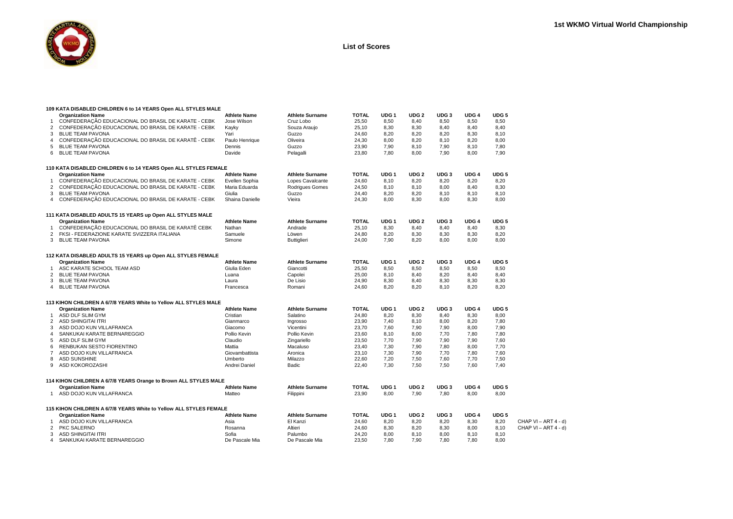# 1st WKMO Virtual World Championship

## List of Scores

### 109 KATA DISABLED CHILDREN 6 to 14 YEARS Open ALL STYLES MALE

| | Organization Name | Athlete Name | Athlete Surname | TOTAL | UDG 1 | UDG 2 | UDG 3 | UDG 4 | UDG 5 |
|---|---|---|---|---|---|---|---|---|---|
| 1 | CONFEDERAÇÃO EDUCACIONAL DO BRASIL DE KARATE - CEBK | Jose Wilson | Cruz Lobo | 25,50 | 8,50 | 8,40 | 8,50 | 8,50 | 8,50 |
| 2 | CONFEDERAÇÃO EDUCACIONAL DO BRASIL DE KARATE - CEBK | Kayky | Souza Araujo | 25,10 | 8,30 | 8,30 | 8,40 | 8,40 | 8,40 |
| 3 | BLUE TEAM PAVONA | Yari | Guzzo | 24,60 | 8,20 | 8,20 | 8,20 | 8,30 | 8,10 |
| 4 | CONFEDERAÇÃO EDUCACIONAL DO BRASIL DE KARATÊ - CEBK | Paulo Henrique | Oliveira | 24,30 | 8,00 | 8,20 | 8,10 | 8,20 | 8,00 |
| 5 | BLUE TEAM PAVONA | Dennis | Guzzo | 23,90 | 7,90 | 8,10 | 7,90 | 8,10 | 7,80 |
| 6 | BLUE TEAM PAVONA | Davide | Pelagalli | 23,80 | 7,80 | 8,00 | 7,90 | 8,00 | 7,90 |

### 110 KATA DISABLED CHILDREN 6 to 14 YEARS Open ALL STYLES FEMALE

| | Organization Name | Athlete Name | Athlete Surname | TOTAL | UDG 1 | UDG 2 | UDG 3 | UDG 4 | UDG 5 |
|---|---|---|---|---|---|---|---|---|---|
| 1 | CONFEDERAÇÃO EDUCACIONAL DO BRASIL DE KARATE - CEBK | Evellen Sophia | Lopes Cavalcante | 24,60 | 8,10 | 8,20 | 8,20 | 8,20 | 8,20 |
| 2 | CONFEDERAÇÃO EDUCACIONAL DO BRASIL DE KARATE - CEBK | Maria Eduarda | Rodrigues Gomes | 24,50 | 8,10 | 8,10 | 8,00 | 8,40 | 8,30 |
| 3 | BLUE TEAM PAVONA | Giulia | Guzzo | 24,40 | 8,20 | 8,20 | 8,10 | 8,10 | 8,10 |
| 4 | CONFEDERAÇÃO EDUCACIONAL DO BRASIL DE KARATE - CEBK | Shaina Danielle | Vieira | 24,30 | 8,00 | 8,30 | 8,00 | 8,30 | 8,00 |

### 111 KATA DISABLED ADULTS 15 YEARS up Open ALL STYLES MALE

| | Organization Name | Athlete Name | Athlete Surname | TOTAL | UDG 1 | UDG 2 | UDG 3 | UDG 4 | UDG 5 |
|---|---|---|---|---|---|---|---|---|---|
| 1 | CONFEDERAÇÃO EDUCACIONAL DO BRASIL DE KARATÊ CEBK | Nathan | Andrade | 25,10 | 8,30 | 8,40 | 8,40 | 8,40 | 8,30 |
| 2 | FKSI - FEDERAZIONE KARATE SVIZZERA ITALIANA | Samuele | Löwen | 24,80 | 8,20 | 8,30 | 8,30 | 8,30 | 8,20 |
| 3 | BLUE TEAM PAVONA | Simone | Buttiglieri | 24,00 | 7,90 | 8,20 | 8,00 | 8,00 | 8,00 |

### 112 KATA DISABLED ADULTS 15 YEARS up Open ALL STYLES FEMALE

| | Organization Name | Athlete Name | Athlete Surname | TOTAL | UDG 1 | UDG 2 | UDG 3 | UDG 4 | UDG 5 |
|---|---|---|---|---|---|---|---|---|---|
| 1 | ASC KARATE SCHOOL TEAM ASD | Giulia Eden | Giancotti | 25,50 | 8,50 | 8,50 | 8,50 | 8,50 | 8,50 |
| 2 | BLUE TEAM PAVONA | Luana | Capolei | 25,00 | 8,10 | 8,40 | 8,20 | 8,40 | 8,40 |
| 3 | BLUE TEAM PAVONA | Laura | De Lisio | 24,90 | 8,30 | 8,40 | 8,30 | 8,30 | 8,30 |
| 4 | BLUE TEAM PAVONA | Francesca | Romani | 24,60 | 8,20 | 8,20 | 8,10 | 8,20 | 8,20 |

### 113 KIHON CHILDREN A 6/7/8 YEARS White to Yellow ALL STYLES MALE

| | Organization Name | Athlete Name | Athlete Surname | TOTAL | UDG 1 | UDG 2 | UDG 3 | UDG 4 | UDG 5 |
|---|---|---|---|---|---|---|---|---|---|
| 1 | ASD DLF SLIM GYM | Cristian | Salatino | 24,80 | 8,20 | 8,30 | 8,40 | 8,30 | 8,00 |
| 2 | ASD SHINGITAI ITRI | Gianmarco | Ingrosso | 23,90 | 7,40 | 8,10 | 8,00 | 8,20 | 7,80 |
| 3 | ASD DOJO KUN VILLAFRANCA | Giacomo | Vicentini | 23,70 | 7,60 | 7,90 | 7,90 | 8,00 | 7,90 |
| 4 | SANKUKAI KARATE BERNAREGGIO | Pollio Kevin | Pollio Kevin | 23,60 | 8,10 | 8,00 | 7,70 | 7,80 | 7,80 |
| 5 | ASD DLF SLIM GYM | Claudio | Zingariello | 23,50 | 7,70 | 7,90 | 7,90 | 7,90 | 7,60 |
| 6 | RENBUKAN SESTO FIORENTINO | Mattia | Macaluso | 23,40 | 7,30 | 7,90 | 7,80 | 8,00 | 7,70 |
| 7 | ASD DOJO KUN VILLAFRANCA | Giovambattista | Aronica | 23,10 | 7,30 | 7,90 | 7,70 | 7,80 | 7,60 |
| 8 | ASD SUNSHINE | Umberto | Milazzo | 22,60 | 7,20 | 7,50 | 7,60 | 7,70 | 7,50 |
| 9 | ASD KOKOROZASHI | Andrei Daniel | Badic | 22,40 | 7,30 | 7,50 | 7,50 | 7,60 | 7,40 |

### 114 KIHON CHILDREN A 6/7/8 YEARS Orange to Brown ALL STYLES MALE

| | Organization Name | Athlete Name | Athlete Surname | TOTAL | UDG 1 | UDG 2 | UDG 3 | UDG 4 | UDG 5 |
|---|---|---|---|---|---|---|---|---|---|
| 1 | ASD DOJO KUN VILLAFRANCA | Matteo | Filippini | 23,90 | 8,00 | 7,90 | 7,80 | 8,00 | 8,00 |

### 115 KIHON CHILDREN A 6/7/8 YEARS White to Yellow ALL STYLES FEMALE

| | Organization Name | Athlete Name | Athlete Surname | TOTAL | UDG 1 | UDG 2 | UDG 3 | UDG 4 | UDG 5 | |
|---|---|---|---|---|---|---|---|---|---|---|
| 1 | ASD DOJO KUN VILLAFRANCA | Asia | El Kanzi | 24,60 | 8,20 | 8,20 | 8,20 | 8,30 | 8,20 | CHAP VI – ART 4 - d) |
| 2 | PKC SALERNO | Rosanna | Altieri | 24,60 | 8,30 | 8,20 | 8,30 | 8,00 | 8,10 | CHAP VI – ART 4 - d) |
| 3 | ASD SHINGITAI ITRI | Sofia | Palumbo | 24,20 | 8,00 | 8,10 | 8,00 | 8,10 | 8,10 | |
| 4 | SANKUKAI KARATE BERNAREGGIO | De Pascale Mia | De Pascale Mia | 23,50 | 7,80 | 7,90 | 7,80 | 7,80 | 8,00 | |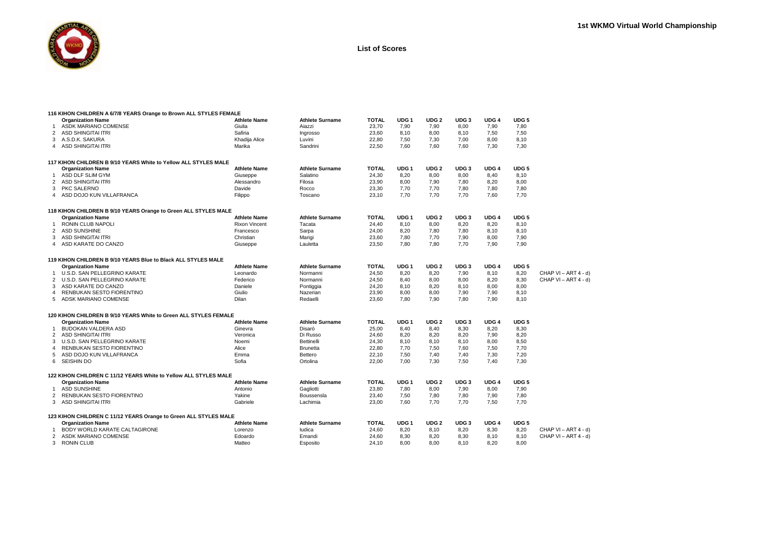**1st WKMO Virtual World Championship**

## List of Scores

### 116 KIHON CHILDREN A 6/7/8 YEARS Orange to Brown ALL STYLES FEMALE

| | Organization Name | Athlete Name | Athlete Surname | TOTAL | UDG 1 | UDG 2 | UDG 3 | UDG 4 | UDG 5 | |
|---|---|---|---|---|---|---|---|---|---|---|
| 1 | ASDK MARIANO COMENSE | Giulia | Aiazzi | 23,70 | 7,90 | 7,90 | 8,00 | 7,90 | 7,80 | |
| 2 | ASD SHINGITAI ITRI | Safiria | Ingrosso | 23,60 | 8,10 | 8,00 | 8,10 | 7,50 | 7,50 | |
| 3 | A.S.D.K. SAKURA | Khadija Alice | Luvini | 22,80 | 7,50 | 7,30 | 7,00 | 8,00 | 8,10 | |
| 4 | ASD SHINGITAI ITRI | Marika | Sandrini | 22,50 | 7,60 | 7,60 | 7,60 | 7,30 | 7,30 | |

### 117 KIHON CHILDREN B 9/10 YEARS White to Yellow ALL STYLES MALE

| | Organization Name | Athlete Name | Athlete Surname | TOTAL | UDG 1 | UDG 2 | UDG 3 | UDG 4 | UDG 5 | |
|---|---|---|---|---|---|---|---|---|---|---|
| 1 | ASD DLF SLIM GYM | Giuseppe | Salatino | 24,30 | 8,20 | 8,00 | 8,00 | 8,40 | 8,10 | |
| 2 | ASD SHINGITAI ITRI | Alessandro | Filosa | 23,90 | 8,00 | 7,90 | 7,80 | 8,20 | 8,00 | |
| 3 | PKC SALERNO | Davide | Rocco | 23,30 | 7,70 | 7,70 | 7,70 | 7,80 | 7,80 | |
| 4 | ASD DOJO KUN VILLAFRANCA | Filippo | Toscano | 23,10 | 7,70 | 7,70 | 7,70 | 7,60 | 7,70 | |

### 118 KIHON CHILDREN B 9/10 YEARS Orange to Green ALL STYLES MALE

| | Organization Name | Athlete Name | Athlete Surname | TOTAL | UDG 1 | UDG 2 | UDG 3 | UDG 4 | UDG 5 | |
|---|---|---|---|---|---|---|---|---|---|---|
| 1 | RONIN CLUB NAPOLI | Rixon Vincent | Tacata | 24,40 | 8,10 | 8,00 | 8,20 | 8,20 | 8,10 | |
| 2 | ASD SUNSHINE | Francesco | Sarpa | 24,00 | 8,20 | 7,80 | 7,80 | 8,10 | 8,10 | |
| 3 | ASD SHINGITAI ITRI | Christian | Marigi | 23,60 | 7,80 | 7,70 | 7,90 | 8,00 | 7,90 | |
| 4 | ASD KARATE DO CANZO | Giuseppe | Lauletta | 23,50 | 7,80 | 7,80 | 7,70 | 7,90 | 7,90 | |

### 119 KIHON CHILDREN B 9/10 YEARS Blue to Black ALL STYLES MALE

| | Organization Name | Athlete Name | Athlete Surname | TOTAL | UDG 1 | UDG 2 | UDG 3 | UDG 4 | UDG 5 | |
|---|---|---|---|---|---|---|---|---|---|---|
| 1 | U.S.D. SAN PELLEGRINO KARATE | Leonardo | Normanni | 24,50 | 8,20 | 8,20 | 7,90 | 8,10 | 8,20 | CHAP VI – ART 4 - d) |
| 2 | U.S.D. SAN PELLEGRINO KARATE | Federico | Normanni | 24,50 | 8,40 | 8,00 | 8,00 | 8,20 | 8,30 | CHAP VI – ART 4 - d) |
| 3 | ASD KARATE DO CANZO | Daniele | Pontiggia | 24,20 | 8,10 | 8,20 | 8,10 | 8,00 | 8,00 | |
| 4 | RENBUKAN SESTO FIORENTINO | Giulio | Nazerian | 23,90 | 8,00 | 8,00 | 7,90 | 7,90 | 8,10 | |
| 5 | ADSK MARIANO COMENSE | Dilan | Redaelli | 23,60 | 7,80 | 7,90 | 7,80 | 7,90 | 8,10 | |

### 120 KIHON CHILDREN B 9/10 YEARS White to Green ALL STYLES FEMALE

| | Organization Name | Athlete Name | Athlete Surname | TOTAL | UDG 1 | UDG 2 | UDG 3 | UDG 4 | UDG 5 | |
|---|---|---|---|---|---|---|---|---|---|---|
| 1 | BUDOKAN VALDERA ASD | Ginevra | Disarò | 25,00 | 8,40 | 8,40 | 8,30 | 8,20 | 8,30 | |
| 2 | ASD SHINGITAI ITRI | Veronica | Di Russo | 24,60 | 8,20 | 8,20 | 8,20 | 7,90 | 8,20 | |
| 3 | U.S.D. SAN PELLEGRINO KARATE | Noemi | Bettinelli | 24,30 | 8,10 | 8,10 | 8,10 | 8,00 | 8,50 | |
| 4 | RENBUKAN SESTO FIORENTINO | Alice | Brunetta | 22,80 | 7,70 | 7,50 | 7,60 | 7,50 | 7,70 | |
| 5 | ASD DOJO KUN VILLAFRANCA | Emma | Bettero | 22,10 | 7,50 | 7,40 | 7,40 | 7,30 | 7,20 | |
| 6 | SEISHIN DO | Sofia | Ortolina | 22,00 | 7,00 | 7,30 | 7,50 | 7,40 | 7,30 | |

### 122 KIHON CHILDREN C 11/12 YEARS White to Yellow ALL STYLES MALE

| | Organization Name | Athlete Name | Athlete Surname | TOTAL | UDG 1 | UDG 2 | UDG 3 | UDG 4 | UDG 5 | |
|---|---|---|---|---|---|---|---|---|---|---|
| 1 | ASD SUNSHINE | Antonio | Gagliotti | 23,80 | 7,80 | 8,00 | 7,90 | 8,00 | 7,90 | |
| 2 | RENBUKAN SESTO FIORENTINO | Yakine | Boussensla | 23,40 | 7,50 | 7,80 | 7,80 | 7,90 | 7,80 | |
| 3 | ASD SHINGITAI ITRI | Gabriele | Lachimia | 23,00 | 7,60 | 7,70 | 7,70 | 7,50 | 7,70 | |

### 123 KIHON CHILDREN C 11/12 YEARS Orange to Green ALL STYLES MALE

| | Organization Name | Athlete Name | Athlete Surname | TOTAL | UDG 1 | UDG 2 | UDG 3 | UDG 4 | UDG 5 | |
|---|---|---|---|---|---|---|---|---|---|---|
| 1 | BODY WORLD KARATE CALTAGIRONE | Lorenzo | Iudica | 24,60 | 8,20 | 8,10 | 8,20 | 8,30 | 8,20 | CHAP VI – ART 4 - d) |
| 2 | ASDK MARIANO COMENSE | Edoardo | Emandi | 24,60 | 8,30 | 8,20 | 8,30 | 8,10 | 8,10 | CHAP VI – ART 4 - d) |
| 3 | RONIN CLUB | Matteo | Esposito | 24,10 | 8,00 | 8,00 | 8,10 | 8,20 | 8,00 | |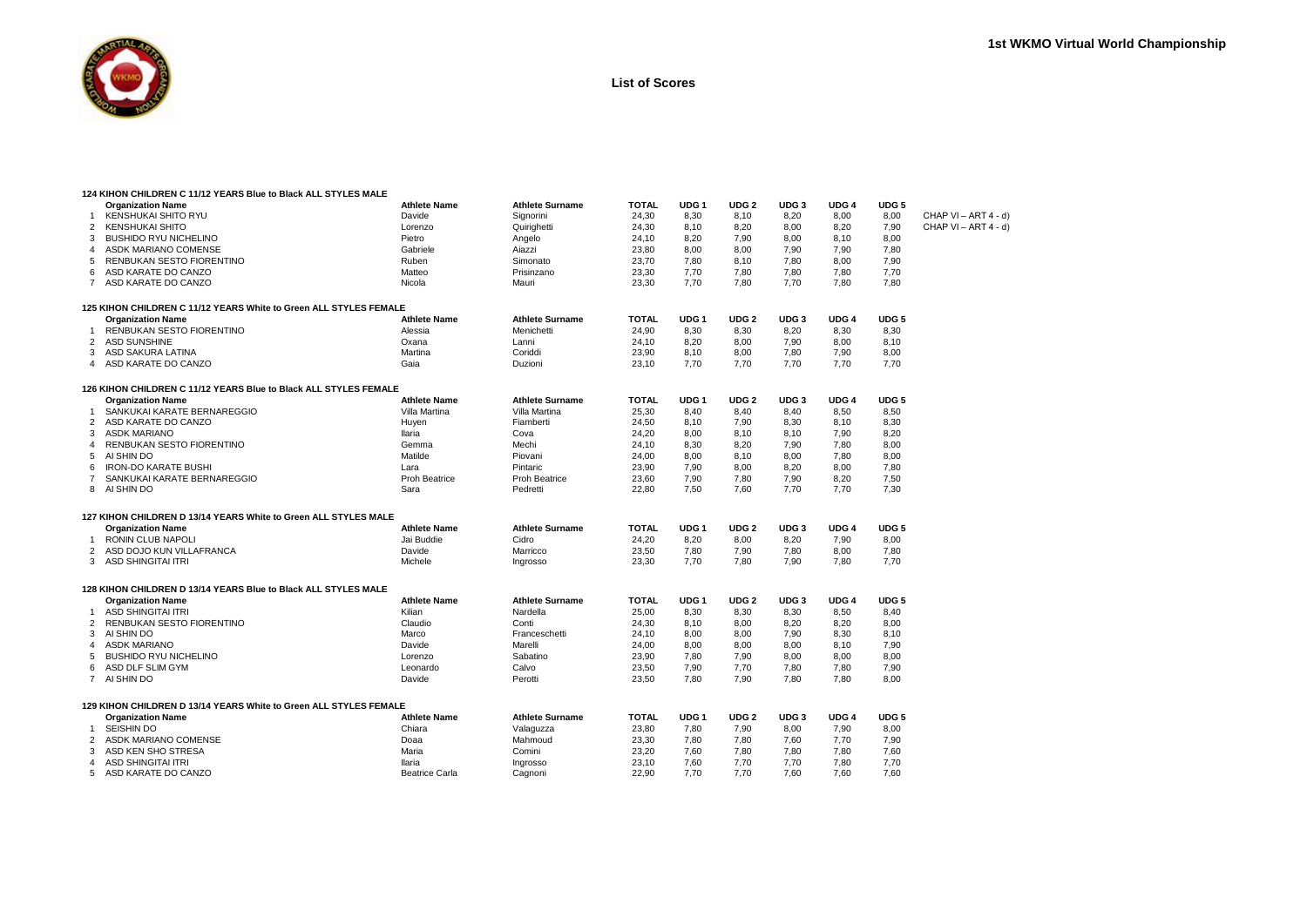# 1st WKMO Virtual World Championship

## List of Scores

### 124 KIHON CHILDREN C 11/12 YEARS Blue to Black ALL STYLES MALE

| | Organization Name | Athlete Name | Athlete Surname | TOTAL | UDG 1 | UDG 2 | UDG 3 | UDG 4 | UDG 5 | |
|---|---|---|---|---|---|---|---|---|---|---|
| 1 | KENSHUKAI SHITO RYU | Davide | Signorini | 24,30 | 8,30 | 8,10 | 8,20 | 8,00 | 8,00 | CHAP VI – ART 4 - d) |
| 2 | KENSHUKAI SHITO | Lorenzo | Quirighetti | 24,30 | 8,10 | 8,20 | 8,00 | 8,20 | 7,90 | CHAP VI – ART 4 - d) |
| 3 | BUSHIDO RYU NICHELINO | Pietro | Angelo | 24,10 | 8,20 | 7,90 | 8,00 | 8,10 | 8,00 | |
| 4 | ASDK MARIANO COMENSE | Gabriele | Aiazzi | 23,80 | 8,00 | 8,00 | 7,90 | 7,90 | 7,80 | |
| 5 | RENBUKAN SESTO FIORENTINO | Ruben | Simonato | 23,70 | 7,80 | 8,10 | 7,80 | 8,00 | 7,90 | |
| 6 | ASD KARATE DO CANZO | Matteo | Prisinzano | 23,30 | 7,70 | 7,80 | 7,80 | 7,80 | 7,70 | |
| 7 | ASD KARATE DO CANZO | Nicola | Mauri | 23,30 | 7,70 | 7,80 | 7,70 | 7,80 | 7,80 | |

### 125 KIHON CHILDREN C 11/12 YEARS White to Green ALL STYLES FEMALE

| | Organization Name | Athlete Name | Athlete Surname | TOTAL | UDG 1 | UDG 2 | UDG 3 | UDG 4 | UDG 5 |
|---|---|---|---|---|---|---|---|---|---|
| 1 | RENBUKAN SESTO FIORENTINO | Alessia | Menichetti | 24,90 | 8,30 | 8,30 | 8,20 | 8,30 | 8,30 |
| 2 | ASD SUNSHINE | Oxana | Lanni | 24,10 | 8,20 | 8,00 | 7,90 | 8,00 | 8,10 |
| 3 | ASD SAKURA LATINA | Martina | Coriddi | 23,90 | 8,10 | 8,00 | 7,80 | 7,90 | 8,00 |
| 4 | ASD KARATE DO CANZO | Gaia | Duzioni | 23,10 | 7,70 | 7,70 | 7,70 | 7,70 | 7,70 |

### 126 KIHON CHILDREN C 11/12 YEARS Blue to Black ALL STYLES FEMALE

| | Organization Name | Athlete Name | Athlete Surname | TOTAL | UDG 1 | UDG 2 | UDG 3 | UDG 4 | UDG 5 |
|---|---|---|---|---|---|---|---|---|---|
| 1 | SANKUKAI KARATE BERNAREGGIO | Villa Martina | Villa Martina | 25,30 | 8,40 | 8,40 | 8,40 | 8,50 | 8,50 |
| 2 | ASD KARATE DO CANZO | Huyen | Fiamberti | 24,50 | 8,10 | 7,90 | 8,30 | 8,10 | 8,30 |
| 3 | ASDK MARIANO | Ilaria | Cova | 24,20 | 8,00 | 8,10 | 8,10 | 7,90 | 8,20 |
| 4 | RENBUKAN SESTO FIORENTINO | Gemma | Mechi | 24,10 | 8,30 | 8,20 | 7,90 | 7,80 | 8,00 |
| 5 | AI SHIN DO | Matilde | Piovani | 24,00 | 8,00 | 8,10 | 8,00 | 7,80 | 8,00 |
| 6 | IRON-DO KARATE BUSHI | Lara | Pintaric | 23,90 | 7,90 | 8,00 | 8,20 | 8,00 | 7,80 |
| 7 | SANKUKAI KARATE BERNAREGGIO | Proh Beatrice | Proh Beatrice | 23,60 | 7,90 | 7,80 | 7,90 | 8,20 | 7,50 |
| 8 | AI SHIN DO | Sara | Pedretti | 22,80 | 7,50 | 7,60 | 7,70 | 7,70 | 7,30 |

### 127 KIHON CHILDREN D 13/14 YEARS White to Green ALL STYLES MALE

| | Organization Name | Athlete Name | Athlete Surname | TOTAL | UDG 1 | UDG 2 | UDG 3 | UDG 4 | UDG 5 |
|---|---|---|---|---|---|---|---|---|---|
| 1 | RONIN CLUB NAPOLI | Jai Buddie | Cidro | 24,20 | 8,20 | 8,00 | 8,20 | 7,90 | 8,00 |
| 2 | ASD DOJO KUN VILLAFRANCA | Davide | Marricco | 23,50 | 7,80 | 7,90 | 7,80 | 8,00 | 7,80 |
| 3 | ASD SHINGITAI ITRI | Michele | Ingrosso | 23,30 | 7,70 | 7,80 | 7,90 | 7,80 | 7,70 |

### 128 KIHON CHILDREN D 13/14 YEARS Blue to Black ALL STYLES MALE

| | Organization Name | Athlete Name | Athlete Surname | TOTAL | UDG 1 | UDG 2 | UDG 3 | UDG 4 | UDG 5 |
|---|---|---|---|---|---|---|---|---|---|
| 1 | ASD SHINGITAI ITRI | Kilian | Nardella | 25,00 | 8,30 | 8,30 | 8,30 | 8,50 | 8,40 |
| 2 | RENBUKAN SESTO FIORENTINO | Claudio | Conti | 24,30 | 8,10 | 8,00 | 8,20 | 8,20 | 8,00 |
| 3 | AI SHIN DO | Marco | Franceschetti | 24,10 | 8,00 | 8,00 | 7,90 | 8,30 | 8,10 |
| 4 | ASDK MARIANO | Davide | Marelli | 24,00 | 8,00 | 8,00 | 8,00 | 8,10 | 7,90 |
| 5 | BUSHIDO RYU NICHELINO | Lorenzo | Sabatino | 23,90 | 7,80 | 7,90 | 8,00 | 8,00 | 8,00 |
| 6 | ASD DLF SLIM GYM | Leonardo | Calvo | 23,50 | 7,90 | 7,70 | 7,80 | 7,80 | 7,90 |
| 7 | AI SHIN DO | Davide | Perotti | 23,50 | 7,80 | 7,90 | 7,80 | 7,80 | 8,00 |

### 129 KIHON CHILDREN D 13/14 YEARS White to Green ALL STYLES FEMALE

| | Organization Name | Athlete Name | Athlete Surname | TOTAL | UDG 1 | UDG 2 | UDG 3 | UDG 4 | UDG 5 |
|---|---|---|---|---|---|---|---|---|---|
| 1 | SEISHIN DO | Chiara | Valaguzza | 23,80 | 7,80 | 7,90 | 8,00 | 7,90 | 8,00 |
| 2 | ASDK MARIANO COMENSE | Doaa | Mahmoud | 23,30 | 7,80 | 7,80 | 7,60 | 7,70 | 7,90 |
| 3 | ASD KEN SHO STRESA | Maria | Comini | 23,20 | 7,60 | 7,80 | 7,80 | 7,80 | 7,60 |
| 4 | ASD SHINGITAI ITRI | Ilaria | Ingrosso | 23,10 | 7,60 | 7,70 | 7,70 | 7,80 | 7,70 |
| 5 | ASD KARATE DO CANZO | Beatrice Carla | Cagnoni | 22,90 | 7,70 | 7,70 | 7,60 | 7,60 | 7,60 |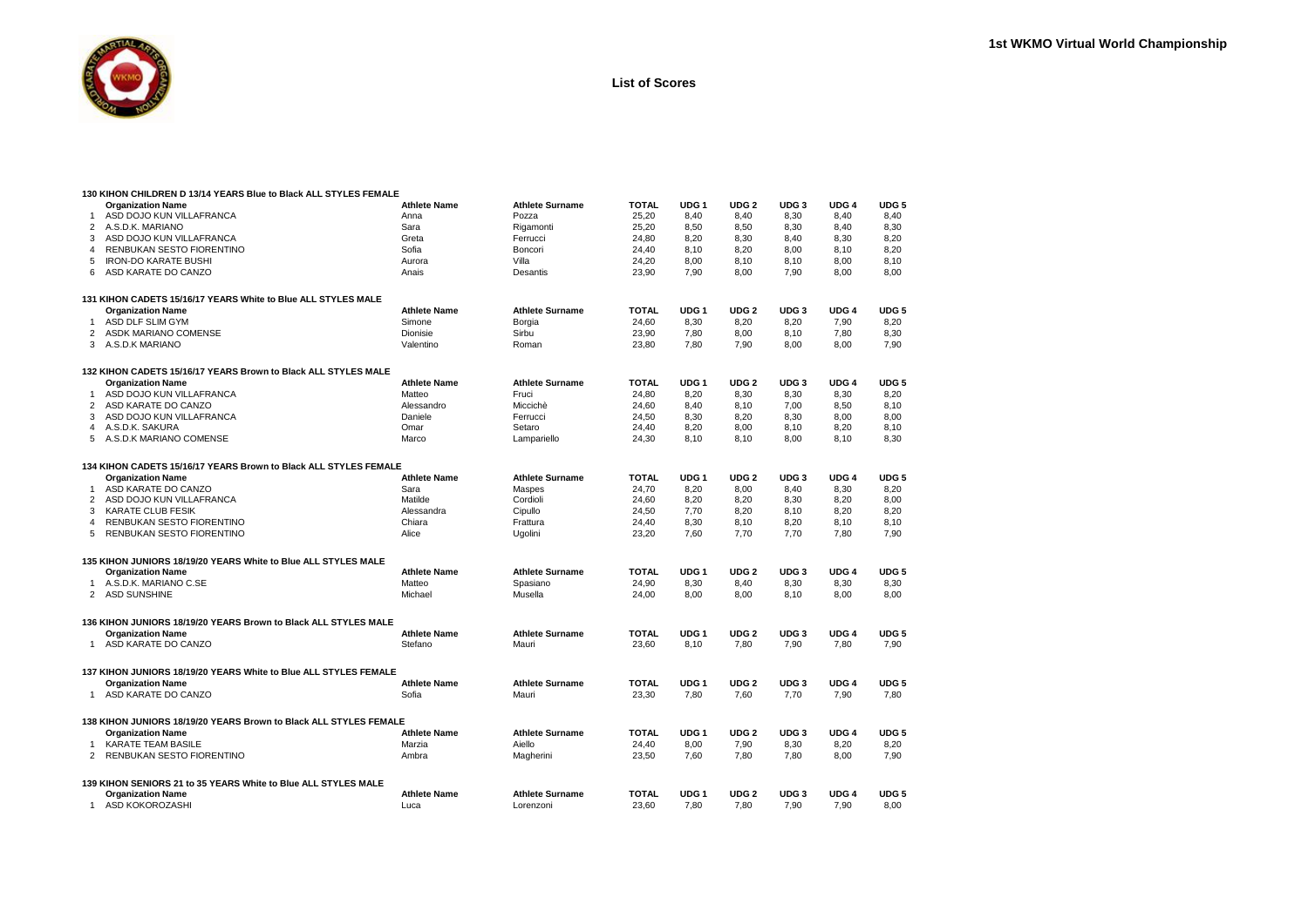# 1st WKMO Virtual World Championship

## List of Scores

### 130 KIHON CHILDREN D 13/14 YEARS Blue to Black ALL STYLES FEMALE

| | Organization Name | Athlete Name | Athlete Surname | TOTAL | UDG 1 | UDG 2 | UDG 3 | UDG 4 | UDG 5 |
|---|---|---|---|---|---|---|---|---|---|
| 1 | ASD DOJO KUN VILLAFRANCA | Anna | Pozza | 25,20 | 8,40 | 8,40 | 8,30 | 8,40 | 8,40 |
| 2 | A.S.D.K. MARIANO | Sara | Rigamonti | 25,20 | 8,50 | 8,50 | 8,30 | 8,40 | 8,30 |
| 3 | ASD DOJO KUN VILLAFRANCA | Greta | Ferrucci | 24,80 | 8,20 | 8,30 | 8,40 | 8,30 | 8,20 |
| 4 | RENBUKAN SESTO FIORENTINO | Sofia | Boncori | 24,40 | 8,10 | 8,20 | 8,00 | 8,10 | 8,20 |
| 5 | IRON-DO KARATE BUSHI | Aurora | Villa | 24,20 | 8,00 | 8,10 | 8,10 | 8,00 | 8,10 |
| 6 | ASD KARATE DO CANZO | Anais | Desantis | 23,90 | 7,90 | 8,00 | 7,90 | 8,00 | 8,00 |

### 131 KIHON CADETS 15/16/17 YEARS White to Blue ALL STYLES MALE

| | Organization Name | Athlete Name | Athlete Surname | TOTAL | UDG 1 | UDG 2 | UDG 3 | UDG 4 | UDG 5 |
|---|---|---|---|---|---|---|---|---|---|
| 1 | ASD DLF SLIM GYM | Simone | Borgia | 24,60 | 8,30 | 8,20 | 8,20 | 7,90 | 8,20 |
| 2 | ASDK MARIANO COMENSE | Dionisie | Sirbu | 23,90 | 7,80 | 8,00 | 8,10 | 7,80 | 8,30 |
| 3 | A.S.D.K MARIANO | Valentino | Roman | 23,80 | 7,80 | 7,90 | 8,00 | 8,00 | 7,90 |

### 132 KIHON CADETS 15/16/17 YEARS Brown to Black ALL STYLES MALE

| | Organization Name | Athlete Name | Athlete Surname | TOTAL | UDG 1 | UDG 2 | UDG 3 | UDG 4 | UDG 5 |
|---|---|---|---|---|---|---|---|---|---|
| 1 | ASD DOJO KUN VILLAFRANCA | Matteo | Fruci | 24,80 | 8,20 | 8,30 | 8,30 | 8,30 | 8,20 |
| 2 | ASD KARATE DO CANZO | Alessandro | Micciché | 24,60 | 8,40 | 8,10 | 7,00 | 8,50 | 8,10 |
| 3 | ASD DOJO KUN VILLAFRANCA | Daniele | Ferrucci | 24,50 | 8,30 | 8,20 | 8,30 | 8,00 | 8,00 |
| 4 | A.S.D.K. SAKURA | Omar | Setaro | 24,40 | 8,20 | 8,00 | 8,10 | 8,20 | 8,10 |
| 5 | A.S.D.K MARIANO COMENSE | Marco | Lampariello | 24,30 | 8,10 | 8,10 | 8,00 | 8,10 | 8,30 |

### 134 KIHON CADETS 15/16/17 YEARS Brown to Black ALL STYLES FEMALE

| | Organization Name | Athlete Name | Athlete Surname | TOTAL | UDG 1 | UDG 2 | UDG 3 | UDG 4 | UDG 5 |
|---|---|---|---|---|---|---|---|---|---|
| 1 | ASD KARATE DO CANZO | Sara | Maspes | 24,70 | 8,20 | 8,00 | 8,40 | 8,30 | 8,20 |
| 2 | ASD DOJO KUN VILLAFRANCA | Matilde | Cordioli | 24,60 | 8,20 | 8,20 | 8,30 | 8,20 | 8,00 |
| 3 | KARATE CLUB FESIK | Alessandra | Cipullo | 24,50 | 7,70 | 8,20 | 8,10 | 8,20 | 8,20 |
| 4 | RENBUKAN SESTO FIORENTINO | Chiara | Frattura | 24,40 | 8,30 | 8,10 | 8,20 | 8,10 | 8,10 |
| 5 | RENBUKAN SESTO FIORENTINO | Alice | Ugolini | 23,20 | 7,60 | 7,70 | 7,70 | 7,80 | 7,90 |

### 135 KIHON JUNIORS 18/19/20 YEARS White to Blue ALL STYLES MALE

| | Organization Name | Athlete Name | Athlete Surname | TOTAL | UDG 1 | UDG 2 | UDG 3 | UDG 4 | UDG 5 |
|---|---|---|---|---|---|---|---|---|---|
| 1 | A.S.D.K. MARIANO C.SE | Matteo | Spasiano | 24,90 | 8,30 | 8,40 | 8,30 | 8,30 | 8,30 |
| 2 | ASD SUNSHINE | Michael | Musella | 24,00 | 8,00 | 8,00 | 8,10 | 8,00 | 8,00 |

### 136 KIHON JUNIORS 18/19/20 YEARS Brown to Black ALL STYLES MALE

| | Organization Name | Athlete Name | Athlete Surname | TOTAL | UDG 1 | UDG 2 | UDG 3 | UDG 4 | UDG 5 |
|---|---|---|---|---|---|---|---|---|---|
| 1 | ASD KARATE DO CANZO | Stefano | Mauri | 23,60 | 8,10 | 7,80 | 7,90 | 7,80 | 7,90 |

### 137 KIHON JUNIORS 18/19/20 YEARS White to Blue ALL STYLES FEMALE

| | Organization Name | Athlete Name | Athlete Surname | TOTAL | UDG 1 | UDG 2 | UDG 3 | UDG 4 | UDG 5 |
|---|---|---|---|---|---|---|---|---|---|
| 1 | ASD KARATE DO CANZO | Sofia | Mauri | 23,30 | 7,80 | 7,60 | 7,70 | 7,90 | 7,80 |

### 138 KIHON JUNIORS 18/19/20 YEARS Brown to Black ALL STYLES FEMALE

| | Organization Name | Athlete Name | Athlete Surname | TOTAL | UDG 1 | UDG 2 | UDG 3 | UDG 4 | UDG 5 |
|---|---|---|---|---|---|---|---|---|---|
| 1 | KARATE TEAM BASILE | Marzia | Aiello | 24,40 | 8,00 | 7,90 | 8,30 | 8,20 | 8,20 |
| 2 | RENBUKAN SESTO FIORENTINO | Ambra | Magherini | 23,50 | 7,60 | 7,80 | 7,80 | 8,00 | 7,90 |

### 139 KIHON SENIORS 21 to 35 YEARS White to Blue ALL STYLES MALE

| | Organization Name | Athlete Name | Athlete Surname | TOTAL | UDG 1 | UDG 2 | UDG 3 | UDG 4 | UDG 5 |
|---|---|---|---|---|---|---|---|---|---|
| 1 | ASD KOKOROZASHI | Luca | Lorenzoni | 23,60 | 7,80 | 7,80 | 7,90 | 7,90 | 8,00 |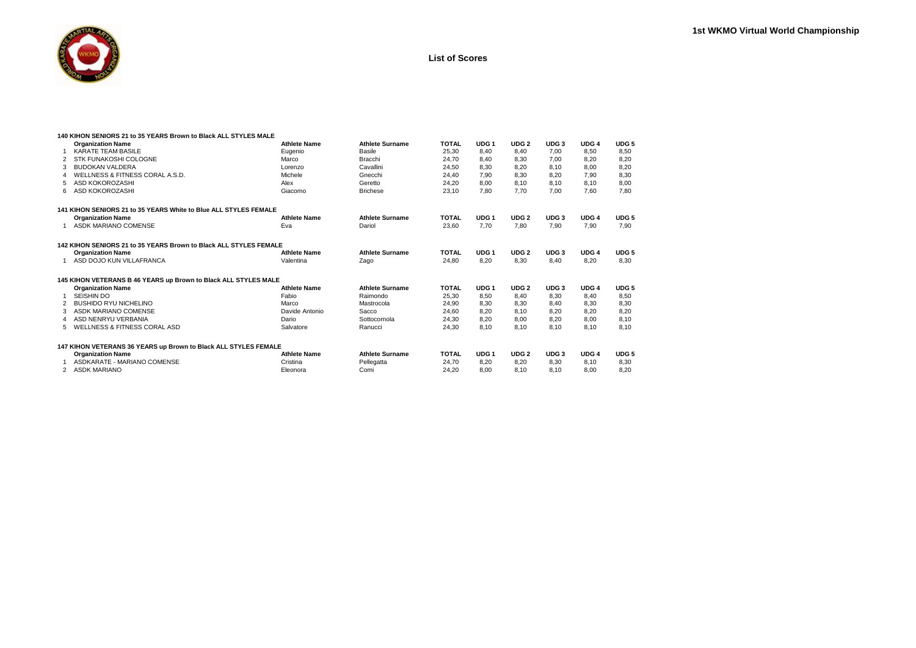**1st WKMO Virtual World Championship**

**List of Scores**

**140 KIHON SENIORS 21 to 35 YEARS Brown to Black ALL STYLES MALE**

| | Organization Name | Athlete Name | Athlete Surname | TOTAL | UDG 1 | UDG 2 | UDG 3 | UDG 4 | UDG 5 |
|---|---|---|---|---|---|---|---|---|---|
| 1 | KARATE TEAM BASILE | Eugenio | Basile | 25,30 | 8,40 | 8,40 | 7,00 | 8,50 | 8,50 |
| 2 | STK FUNAKOSHI COLOGNE | Marco | Bracchi | 24,70 | 8,40 | 8,30 | 7,00 | 8,20 | 8,20 |
| 3 | BUDOKAN VALDERA | Lorenzo | Cavallini | 24,50 | 8,30 | 8,20 | 8,10 | 8,00 | 8,20 |
| 4 | WELLNESS & FITNESS CORAL A.S.D. | Michele | Gnecchi | 24,40 | 7,90 | 8,30 | 8,20 | 7,90 | 8,30 |
| 5 | ASD KOKOROZASHI | Alex | Geretto | 24,20 | 8,00 | 8,10 | 8,10 | 8,10 | 8,00 |
| 6 | ASD KOKOROZASHI | Giacomo | Brichese | 23,10 | 7,80 | 7,70 | 7,00 | 7,60 | 7,80 |

**141 KIHON SENIORS 21 to 35 YEARS White to Blue ALL STYLES FEMALE**

| | Organization Name | Athlete Name | Athlete Surname | TOTAL | UDG 1 | UDG 2 | UDG 3 | UDG 4 | UDG 5 |
|---|---|---|---|---|---|---|---|---|---|
| 1 | ASDK MARIANO COMENSE | Eva | Dariol | 23,60 | 7,70 | 7,80 | 7,90 | 7,90 | 7,90 |

**142 KIHON SENIORS 21 to 35 YEARS Brown to Black ALL STYLES FEMALE**

| | Organization Name | Athlete Name | Athlete Surname | TOTAL | UDG 1 | UDG 2 | UDG 3 | UDG 4 | UDG 5 |
|---|---|---|---|---|---|---|---|---|---|
| 1 | ASD DOJO KUN VILLAFRANCA | Valentina | Zago | 24,80 | 8,20 | 8,30 | 8,40 | 8,20 | 8,30 |

**145 KIHON VETERANS B 46 YEARS up Brown to Black ALL STYLES MALE**

| | Organization Name | Athlete Name | Athlete Surname | TOTAL | UDG 1 | UDG 2 | UDG 3 | UDG 4 | UDG 5 |
|---|---|---|---|---|---|---|---|---|---|
| 1 | SEISHIN DO | Fabio | Raimondo | 25,30 | 8,50 | 8,40 | 8,30 | 8,40 | 8,50 |
| 2 | BUSHIDO RYU NICHELINO | Marco | Mastrocola | 24,90 | 8,30 | 8,30 | 8,40 | 8,30 | 8,30 |
| 3 | ASDK MARIANO COMENSE | Davide Antonio | Sacco | 24,60 | 8,20 | 8,10 | 8,20 | 8,20 | 8,20 |
| 4 | ASD NENRYU VERBANIA | Dario | Sottocornola | 24,30 | 8,20 | 8,00 | 8,20 | 8,00 | 8,10 |
| 5 | WELLNESS & FITNESS CORAL ASD | Salvatore | Ranucci | 24,30 | 8,10 | 8,10 | 8,10 | 8,10 | 8,10 |

**147 KIHON VETERANS 36 YEARS up Brown to Black ALL STYLES FEMALE**

| | Organization Name | Athlete Name | Athlete Surname | TOTAL | UDG 1 | UDG 2 | UDG 3 | UDG 4 | UDG 5 |
|---|---|---|---|---|---|---|---|---|---|
| 1 | ASDKARATE - MARIANO COMENSE | Cristina | Pellegatta | 24,70 | 8,20 | 8,20 | 8,30 | 8,10 | 8,30 |
| 2 | ASDK MARIANO | Eleonora | Comi | 24,20 | 8,00 | 8,10 | 8,10 | 8,00 | 8,20 |